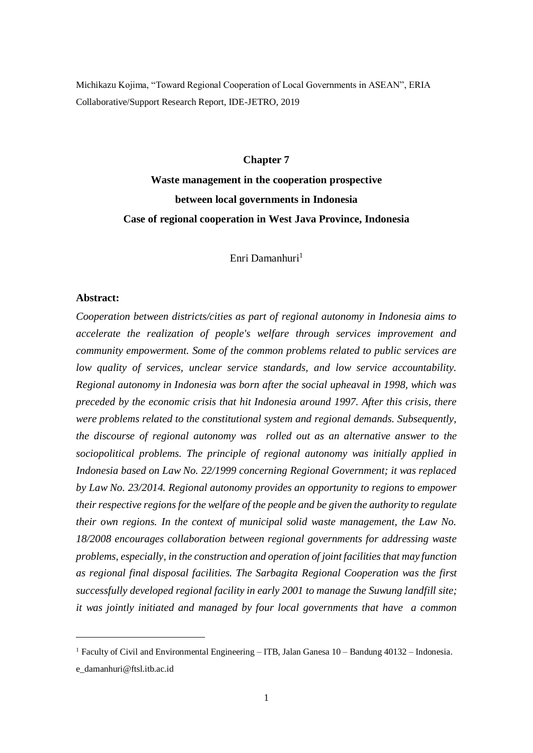Michikazu Kojima, "Toward Regional Cooperation of Local Governments in ASEAN", ERIA Collaborative/Support Research Report, IDE-JETRO, 2019

# Chapter 7

# Waste management in the cooperation prospective between local governments in Indonesia

## Case of regional cooperation in West Java Province, Indonesia

Enri Damanhuri[1]

**Abstract:**

*Cooperation between districts/cities as part of regional autonomy in Indonesia aims to accelerate the realization of people's welfare through services improvement and community empowerment. Some of the common problems related to public services are low quality of services, unclear service standards, and low service accountability. Regional autonomy in Indonesia was born after the social upheaval in 1998, which was preceded by the economic crisis that hit Indonesia around 1997. After this crisis, there were problems related to the constitutional system and regional demands. Subsequently, the discourse of regional autonomy was rolled out as an alternative answer to the sociopolitical problems. The principle of regional autonomy was initially applied in Indonesia based on Law No. 22/1999 concerning Regional Government; it was replaced by Law No. 23/2014. Regional autonomy provides an opportunity to regions to empower their respective regions for the welfare of the people and be given the authority to regulate their own regions. In the context of municipal solid waste management, the Law No. 18/2008 encourages collaboration between regional governments for addressing waste problems, especially, in the construction and operation of joint facilities that may function as regional final disposal facilities. The Sarbagita Regional Cooperation was the first successfully developed regional facility in early 2001 to manage the Suwung landfill site; it was jointly initiated and managed by four local governments that have a common*

---

[1] Faculty of Civil and Environmental Engineering – ITB, Jalan Ganesa 10 – Bandung 40132 – Indonesia. e_damanhuri@ftsl.itb.ac.id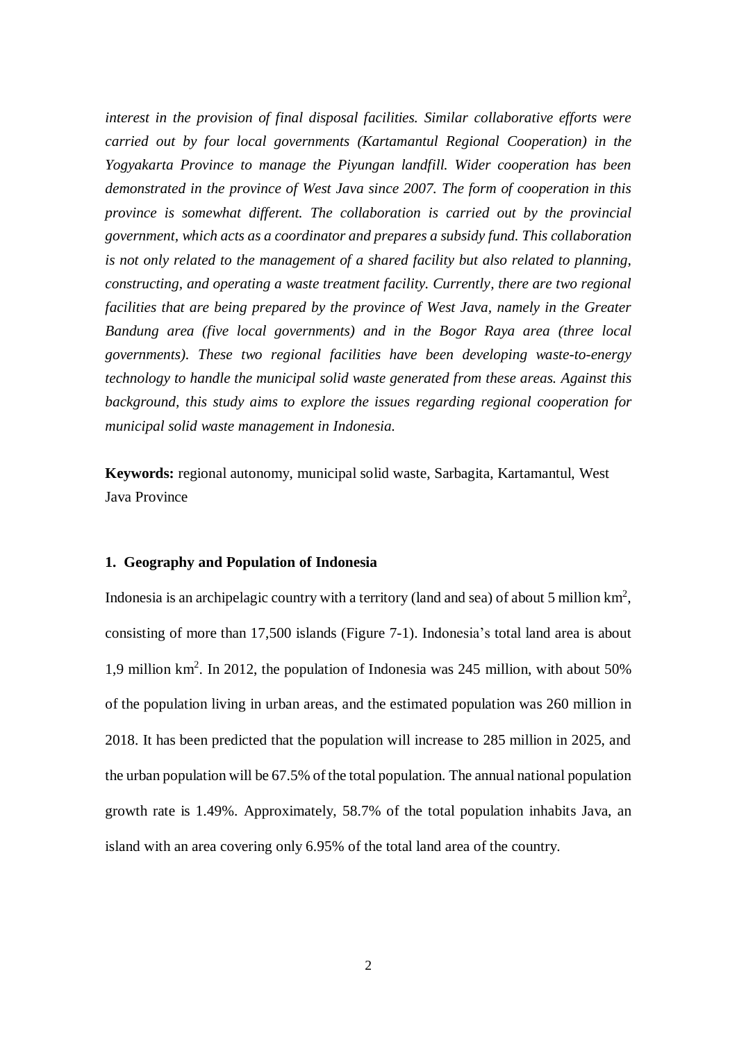*interest in the provision of final disposal facilities. Similar collaborative efforts were carried out by four local governments (Kartamantul Regional Cooperation) in the Yogyakarta Province to manage the Piyungan landfill. Wider cooperation has been demonstrated in the province of West Java since 2007. The form of cooperation in this province is somewhat different. The collaboration is carried out by the provincial government, which acts as a coordinator and prepares a subsidy fund. This collaboration is not only related to the management of a shared facility but also related to planning, constructing, and operating a waste treatment facility. Currently, there are two regional facilities that are being prepared by the province of West Java, namely in the Greater Bandung area (five local governments) and in the Bogor Raya area (three local governments). These two regional facilities have been developing waste-to-energy technology to handle the municipal solid waste generated from these areas. Against this background, this study aims to explore the issues regarding regional cooperation for municipal solid waste management in Indonesia.*

**Keywords:** regional autonomy, municipal solid waste, Sarbagita, Kartamantul, West Java Province

## 1. Geography and Population of Indonesia

Indonesia is an archipelagic country with a territory (land and sea) of about 5 million km$^2$, consisting of more than 17,500 islands (Figure 7-1). Indonesia's total land area is about 1,9 million km$^2$. In 2012, the population of Indonesia was 245 million, with about 50% of the population living in urban areas, and the estimated population was 260 million in 2018. It has been predicted that the population will increase to 285 million in 2025, and the urban population will be 67.5% of the total population. The annual national population growth rate is 1.49%. Approximately, 58.7% of the total population inhabits Java, an island with an area covering only 6.95% of the total land area of the country.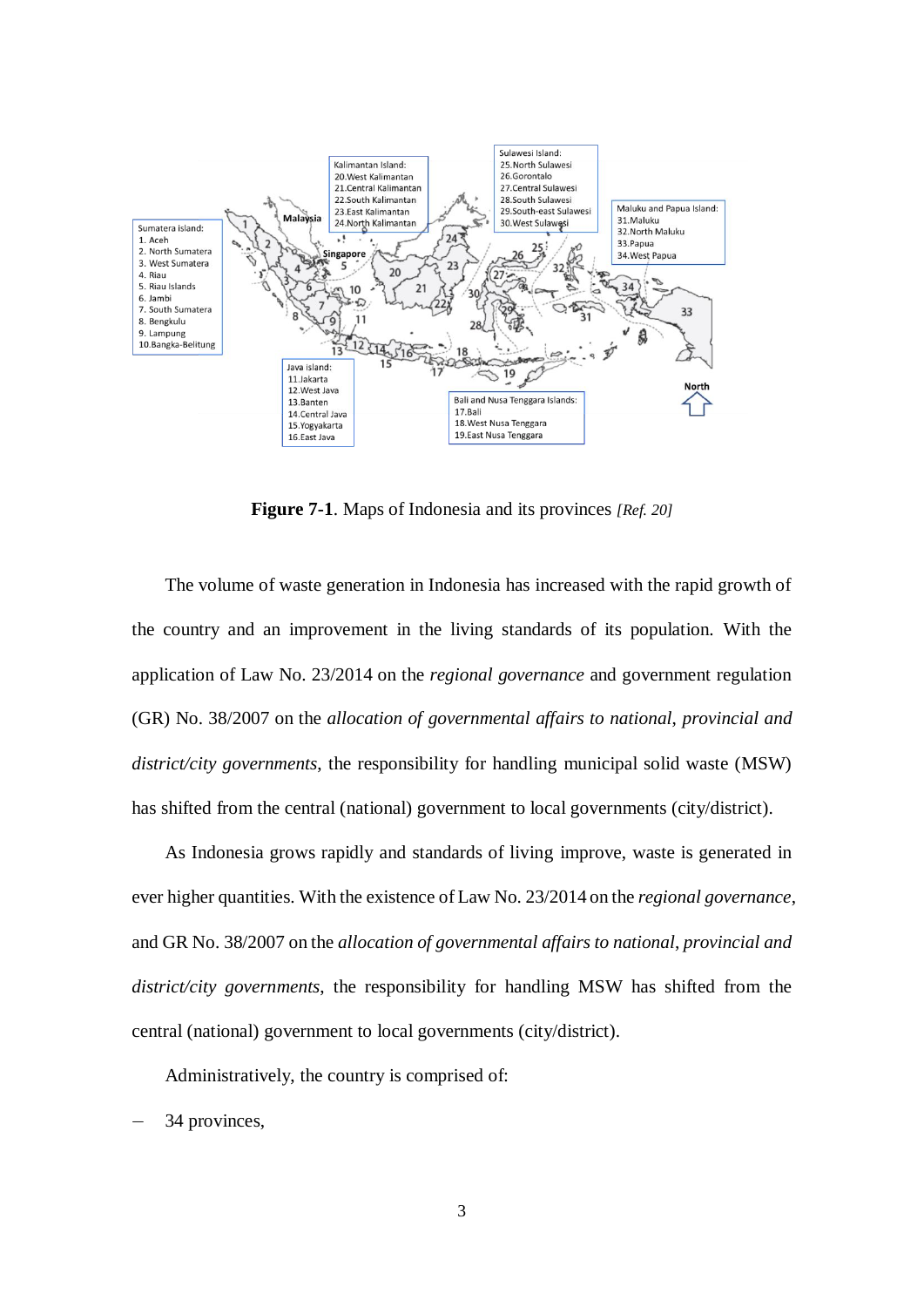**Figure 7-1**. Maps of Indonesia and its provinces *[Ref. 20]*

The volume of waste generation in Indonesia has increased with the rapid growth of the country and an improvement in the living standards of its population. With the application of Law No. 23/2014 on the *regional governance* and government regulation (GR) No. 38/2007 on the *allocation of governmental affairs to national*, *provincial and district/city governments*, the responsibility for handling municipal solid waste (MSW) has shifted from the central (national) government to local governments (city/district).

As Indonesia grows rapidly and standards of living improve, waste is generated in ever higher quantities. With the existence of Law No. 23/2014 on the *regional governance*, and GR No. 38/2007 on the *allocation of governmental affairs to national*, *provincial and district/city governments*, the responsibility for handling MSW has shifted from the central (national) government to local governments (city/district).

Administratively, the country is comprised of:

- 34 provinces,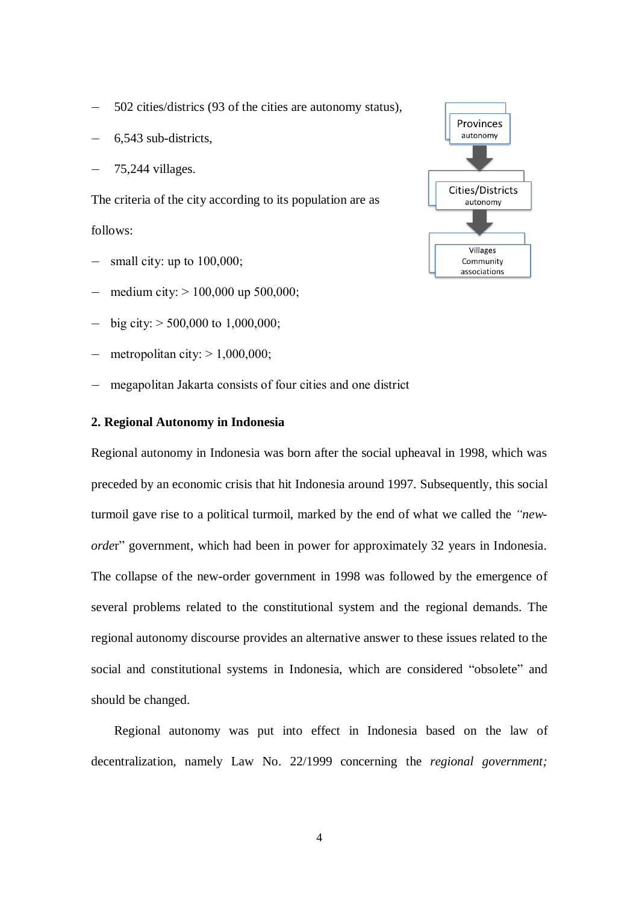- 502 cities/districs (93 of the cities are autonomy status),
- 6,543 sub-districts,
- 75,244 villages.

The criteria of the city according to its population are as follows:

- small city: up to 100,000;
- medium city: > 100,000 up 500,000;
- big city: > 500,000 to 1,000,000;
- metropolitan city: > 1,000,000;
- megapolitan Jakarta consists of four cities and one district

Provinces autonomy → Cities/Districts autonomy → Villages Community associations

**2. Regional Autonomy in Indonesia**

Regional autonomy in Indonesia was born after the social upheaval in 1998, which was preceded by an economic crisis that hit Indonesia around 1997. Subsequently, this social turmoil gave rise to a political turmoil, marked by the end of what we called the *"new-order*" government, which had been in power for approximately 32 years in Indonesia. The collapse of the new-order government in 1998 was followed by the emergence of several problems related to the constitutional system and the regional demands. The regional autonomy discourse provides an alternative answer to these issues related to the social and constitutional systems in Indonesia, which are considered "obsolete" and should be changed.

Regional autonomy was put into effect in Indonesia based on the law of decentralization, namely Law No. 22/1999 concerning the *regional government;*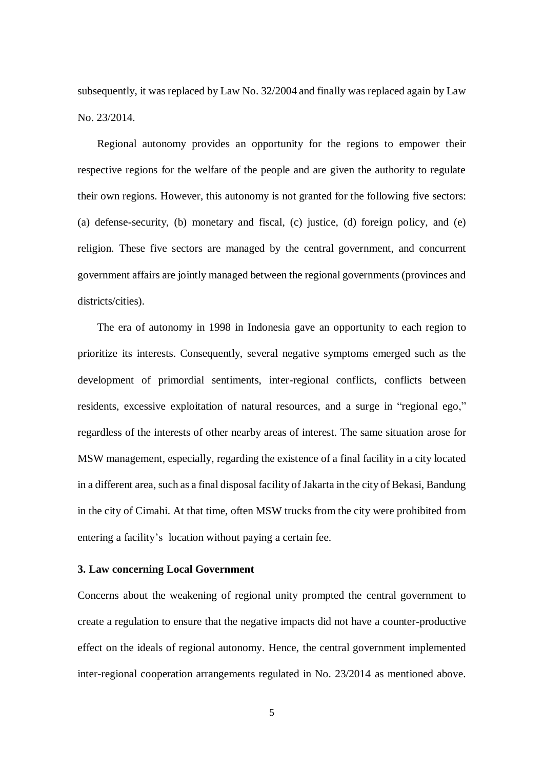subsequently, it was replaced by Law No. 32/2004 and finally was replaced again by Law No. 23/2014.

Regional autonomy provides an opportunity for the regions to empower their respective regions for the welfare of the people and are given the authority to regulate their own regions. However, this autonomy is not granted for the following five sectors: (a) defense-security, (b) monetary and fiscal, (c) justice, (d) foreign policy, and (e) religion. These five sectors are managed by the central government, and concurrent government affairs are jointly managed between the regional governments (provinces and districts/cities).

The era of autonomy in 1998 in Indonesia gave an opportunity to each region to prioritize its interests. Consequently, several negative symptoms emerged such as the development of primordial sentiments, inter-regional conflicts, conflicts between residents, excessive exploitation of natural resources, and a surge in "regional ego," regardless of the interests of other nearby areas of interest. The same situation arose for MSW management, especially, regarding the existence of a final facility in a city located in a different area, such as a final disposal facility of Jakarta in the city of Bekasi, Bandung in the city of Cimahi. At that time, often MSW trucks from the city were prohibited from entering a facility's location without paying a certain fee.

### 3. Law concerning Local Government

Concerns about the weakening of regional unity prompted the central government to create a regulation to ensure that the negative impacts did not have a counter-productive effect on the ideals of regional autonomy. Hence, the central government implemented inter-regional cooperation arrangements regulated in No. 23/2014 as mentioned above.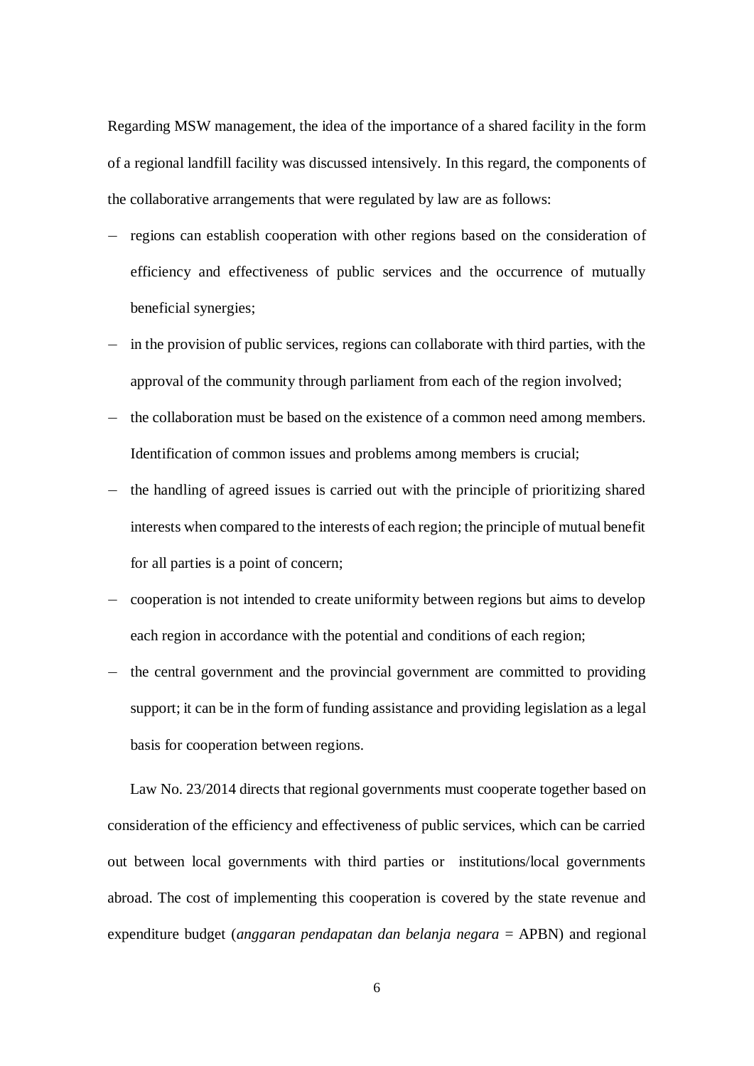Regarding MSW management, the idea of the importance of a shared facility in the form of a regional landfill facility was discussed intensively. In this regard, the components of the collaborative arrangements that were regulated by law are as follows:

- regions can establish cooperation with other regions based on the consideration of efficiency and effectiveness of public services and the occurrence of mutually beneficial synergies;
- in the provision of public services, regions can collaborate with third parties, with the approval of the community through parliament from each of the region involved;
- the collaboration must be based on the existence of a common need among members. Identification of common issues and problems among members is crucial;
- the handling of agreed issues is carried out with the principle of prioritizing shared interests when compared to the interests of each region; the principle of mutual benefit for all parties is a point of concern;
- cooperation is not intended to create uniformity between regions but aims to develop each region in accordance with the potential and conditions of each region;
- the central government and the provincial government are committed to providing support; it can be in the form of funding assistance and providing legislation as a legal basis for cooperation between regions.

Law No. 23/2014 directs that regional governments must cooperate together based on consideration of the efficiency and effectiveness of public services, which can be carried out between local governments with third parties or institutions/local governments abroad. The cost of implementing this cooperation is covered by the state revenue and expenditure budget (*anggaran pendapatan dan belanja negara* = APBN) and regional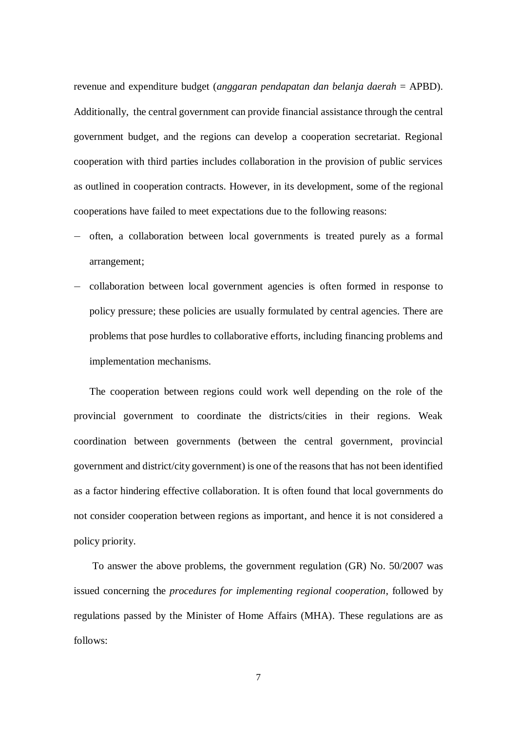revenue and expenditure budget (*anggaran pendapatan dan belanja daerah* = APBD). Additionally, the central government can provide financial assistance through the central government budget, and the regions can develop a cooperation secretariat. Regional cooperation with third parties includes collaboration in the provision of public services as outlined in cooperation contracts. However, in its development, some of the regional cooperations have failed to meet expectations due to the following reasons:

- often, a collaboration between local governments is treated purely as a formal arrangement;
- collaboration between local government agencies is often formed in response to policy pressure; these policies are usually formulated by central agencies. There are problems that pose hurdles to collaborative efforts, including financing problems and implementation mechanisms.

The cooperation between regions could work well depending on the role of the provincial government to coordinate the districts/cities in their regions. Weak coordination between governments (between the central government, provincial government and district/city government) is one of the reasons that has not been identified as a factor hindering effective collaboration. It is often found that local governments do not consider cooperation between regions as important, and hence it is not considered a policy priority.

To answer the above problems, the government regulation (GR) No. 50/2007 was issued concerning the *procedures for implementing regional cooperation*, followed by regulations passed by the Minister of Home Affairs (MHA). These regulations are as follows: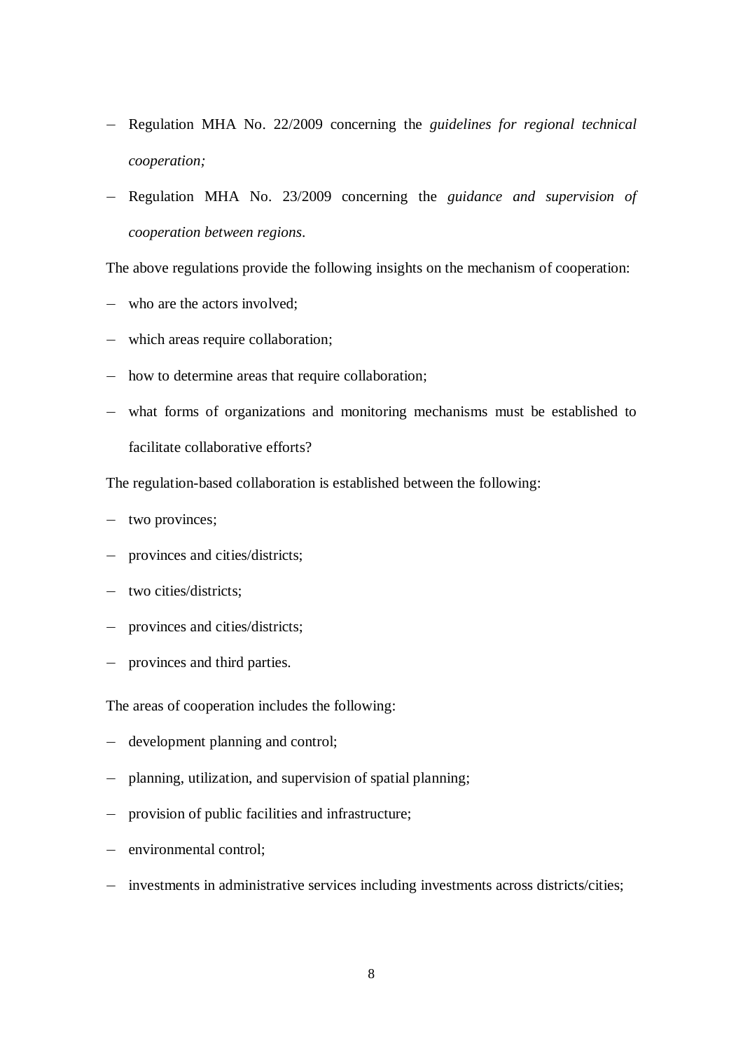- Regulation MHA No. 22/2009 concerning the *guidelines for regional technical cooperation;*
- Regulation MHA No. 23/2009 concerning the *guidance and supervision of cooperation between regions*.

The above regulations provide the following insights on the mechanism of cooperation:

- who are the actors involved;
- which areas require collaboration;
- how to determine areas that require collaboration;
- what forms of organizations and monitoring mechanisms must be established to facilitate collaborative efforts?

The regulation-based collaboration is established between the following:

- two provinces;
- provinces and cities/districts;
- two cities/districts;
- provinces and cities/districts;
- provinces and third parties.

The areas of cooperation includes the following:

- development planning and control;
- planning, utilization, and supervision of spatial planning;
- provision of public facilities and infrastructure;
- environmental control;
- investments in administrative services including investments across districts/cities;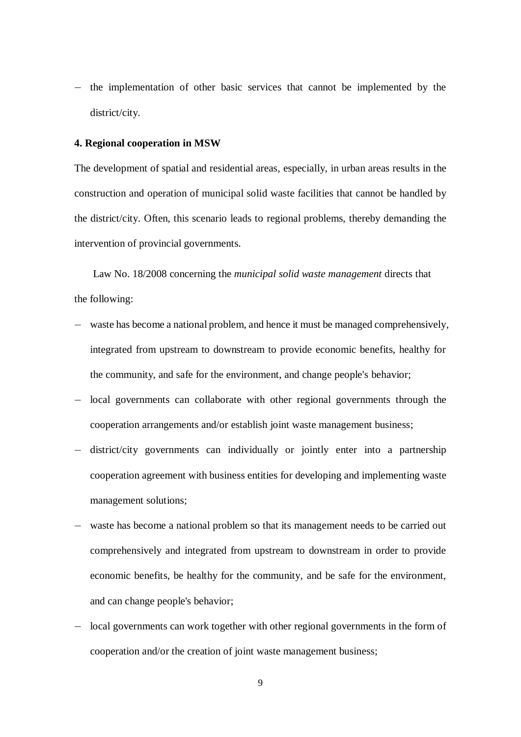- the implementation of other basic services that cannot be implemented by the district/city.

**4. Regional cooperation in MSW**

The development of spatial and residential areas, especially, in urban areas results in the construction and operation of municipal solid waste facilities that cannot be handled by the district/city. Often, this scenario leads to regional problems, thereby demanding the intervention of provincial governments.

Law No. 18/2008 concerning the *municipal solid waste management* directs that the following:

- waste has become a national problem, and hence it must be managed comprehensively, integrated from upstream to downstream to provide economic benefits, healthy for the community, and safe for the environment, and change people's behavior;
- local governments can collaborate with other regional governments through the cooperation arrangements and/or establish joint waste management business;
- district/city governments can individually or jointly enter into a partnership cooperation agreement with business entities for developing and implementing waste management solutions;
- waste has become a national problem so that its management needs to be carried out comprehensively and integrated from upstream to downstream in order to provide economic benefits, be healthy for the community, and be safe for the environment, and can change people's behavior;
- local governments can work together with other regional governments in the form of cooperation and/or the creation of joint waste management business;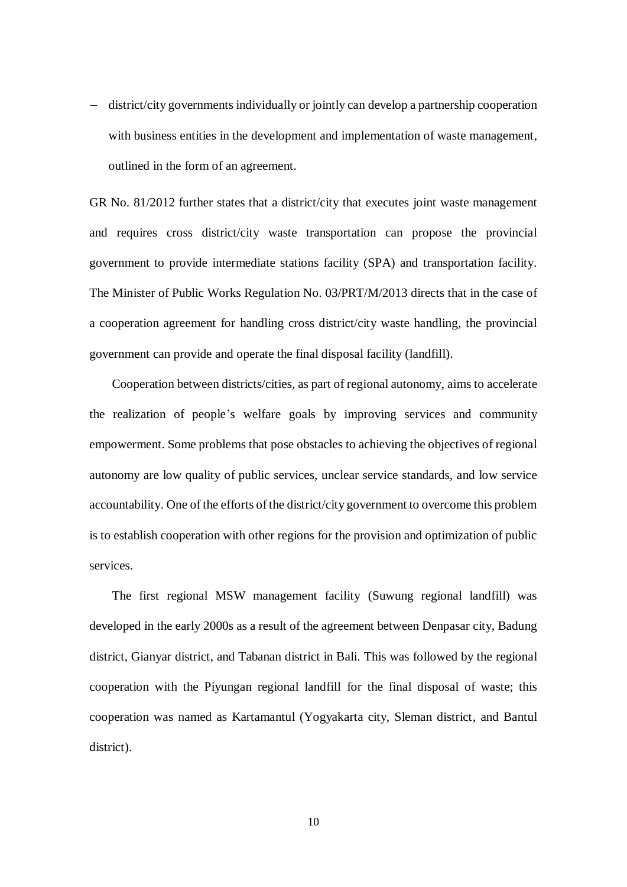- district/city governments individually or jointly can develop a partnership cooperation with business entities in the development and implementation of waste management, outlined in the form of an agreement.

GR No. 81/2012 further states that a district/city that executes joint waste management and requires cross district/city waste transportation can propose the provincial government to provide intermediate stations facility (SPA) and transportation facility. The Minister of Public Works Regulation No. 03/PRT/M/2013 directs that in the case of a cooperation agreement for handling cross district/city waste handling, the provincial government can provide and operate the final disposal facility (landfill).

Cooperation between districts/cities, as part of regional autonomy, aims to accelerate the realization of people's welfare goals by improving services and community empowerment. Some problems that pose obstacles to achieving the objectives of regional autonomy are low quality of public services, unclear service standards, and low service accountability. One of the efforts of the district/city government to overcome this problem is to establish cooperation with other regions for the provision and optimization of public services.

The first regional MSW management facility (Suwung regional landfill) was developed in the early 2000s as a result of the agreement between Denpasar city, Badung district, Gianyar district, and Tabanan district in Bali. This was followed by the regional cooperation with the Piyungan regional landfill for the final disposal of waste; this cooperation was named as Kartamantul (Yogyakarta city, Sleman district, and Bantul district).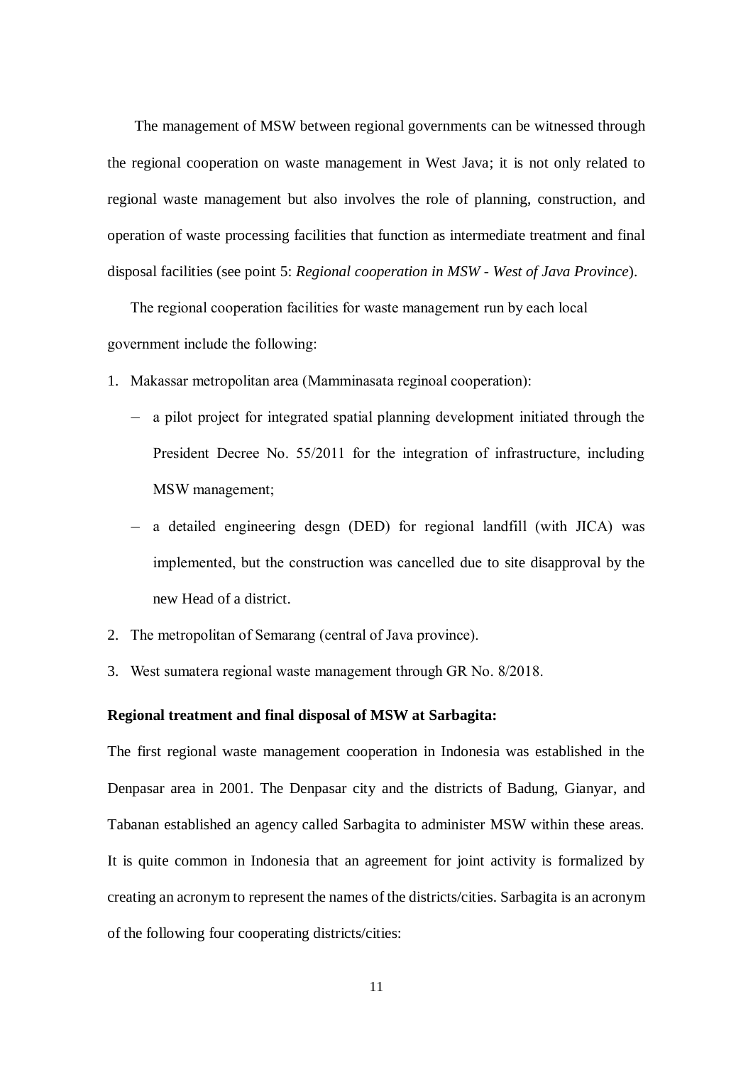The management of MSW between regional governments can be witnessed through the regional cooperation on waste management in West Java; it is not only related to regional waste management but also involves the role of planning, construction, and operation of waste processing facilities that function as intermediate treatment and final disposal facilities (see point 5: *Regional cooperation in MSW - West of Java Province*).

The regional cooperation facilities for waste management run by each local government include the following:

1. Makassar metropolitan area (Mamminasata reginoal cooperation):
   - a pilot project for integrated spatial planning development initiated through the President Decree No. 55/2011 for the integration of infrastructure, including MSW management;
   - a detailed engineering desgn (DED) for regional landfill (with JICA) was implemented, but the construction was cancelled due to site disapproval by the new Head of a district.
2. The metropolitan of Semarang (central of Java province).
3. West sumatera regional waste management through GR No. 8/2018.

**Regional treatment and final disposal of MSW at Sarbagita:**

The first regional waste management cooperation in Indonesia was established in the Denpasar area in 2001. The Denpasar city and the districts of Badung, Gianyar, and Tabanan established an agency called Sarbagita to administer MSW within these areas. It is quite common in Indonesia that an agreement for joint activity is formalized by creating an acronym to represent the names of the districts/cities. Sarbagita is an acronym of the following four cooperating districts/cities: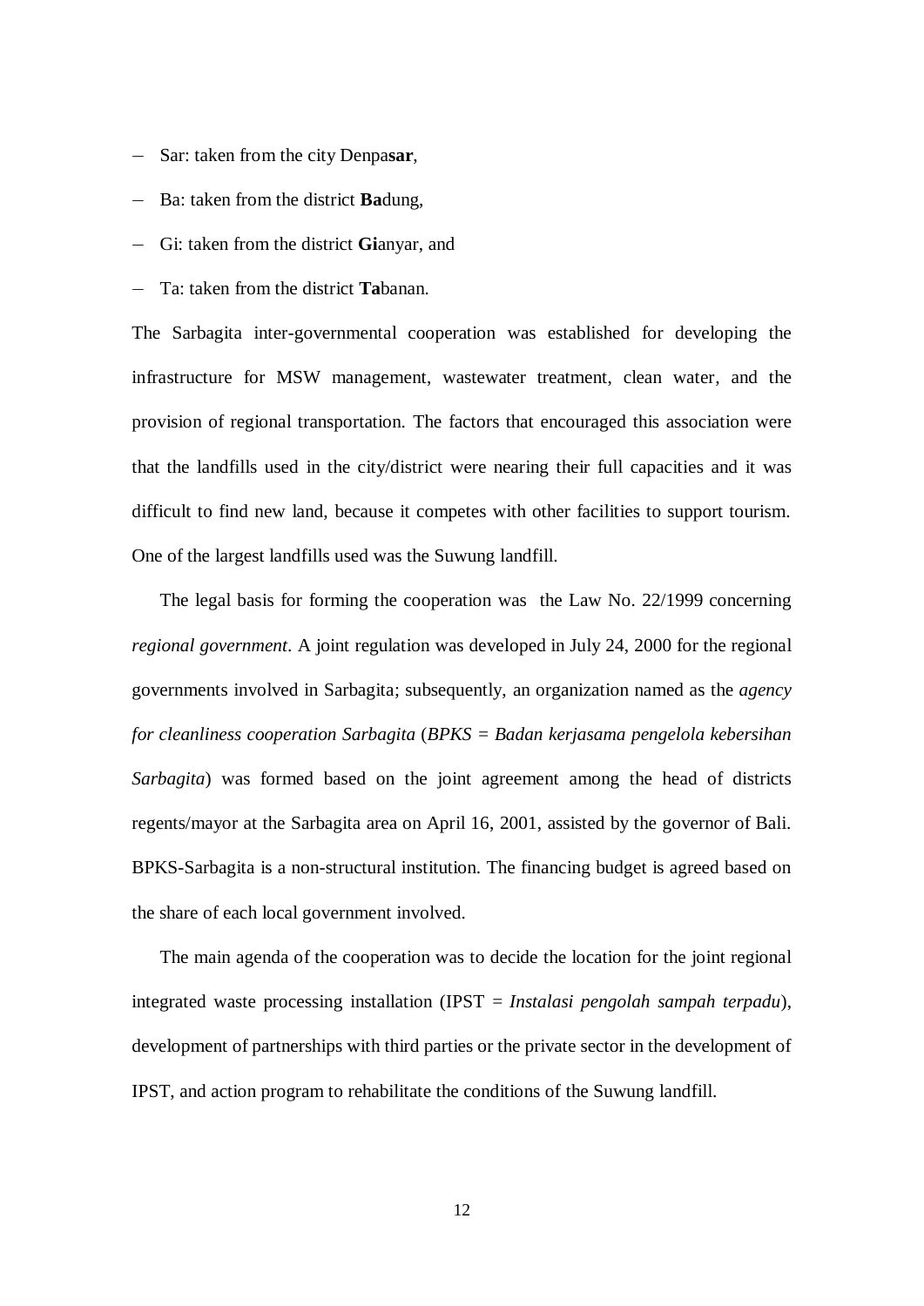- Sar: taken from the city Denpa**sar**,
- Ba: taken from the district **Ba**dung,
- Gi: taken from the district **Gi**anyar, and
- Ta: taken from the district **Ta**banan.

The Sarbagita inter-governmental cooperation was established for developing the infrastructure for MSW management, wastewater treatment, clean water, and the provision of regional transportation. The factors that encouraged this association were that the landfills used in the city/district were nearing their full capacities and it was difficult to find new land, because it competes with other facilities to support tourism. One of the largest landfills used was the Suwung landfill.

The legal basis for forming the cooperation was the Law No. 22/1999 concerning *regional government*. A joint regulation was developed in July 24, 2000 for the regional governments involved in Sarbagita; subsequently, an organization named as the *agency for cleanliness cooperation Sarbagita* (*BPKS = Badan kerjasama pengelola kebersihan Sarbagita*) was formed based on the joint agreement among the head of districts regents/mayor at the Sarbagita area on April 16, 2001, assisted by the governor of Bali. BPKS-Sarbagita is a non-structural institution. The financing budget is agreed based on the share of each local government involved.

The main agenda of the cooperation was to decide the location for the joint regional integrated waste processing installation (IPST = *Instalasi pengolah sampah terpadu*), development of partnerships with third parties or the private sector in the development of IPST, and action program to rehabilitate the conditions of the Suwung landfill.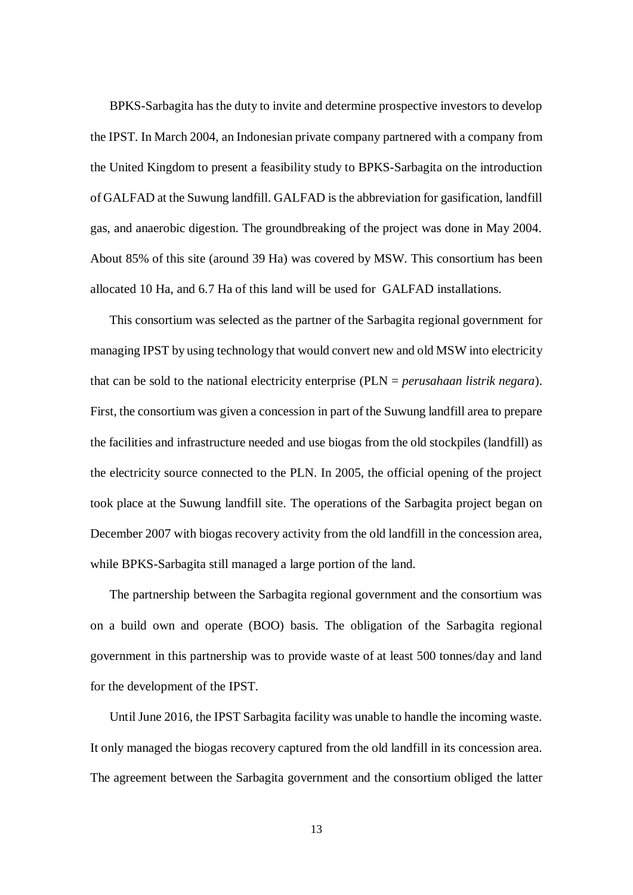BPKS-Sarbagita has the duty to invite and determine prospective investors to develop the IPST. In March 2004, an Indonesian private company partnered with a company from the United Kingdom to present a feasibility study to BPKS-Sarbagita on the introduction of GALFAD at the Suwung landfill. GALFAD is the abbreviation for gasification, landfill gas, and anaerobic digestion. The groundbreaking of the project was done in May 2004. About 85% of this site (around 39 Ha) was covered by MSW. This consortium has been allocated 10 Ha, and 6.7 Ha of this land will be used for GALFAD installations.

This consortium was selected as the partner of the Sarbagita regional government for managing IPST by using technology that would convert new and old MSW into electricity that can be sold to the national electricity enterprise (PLN = *perusahaan listrik negara*). First, the consortium was given a concession in part of the Suwung landfill area to prepare the facilities and infrastructure needed and use biogas from the old stockpiles (landfill) as the electricity source connected to the PLN. In 2005, the official opening of the project took place at the Suwung landfill site. The operations of the Sarbagita project began on December 2007 with biogas recovery activity from the old landfill in the concession area, while BPKS-Sarbagita still managed a large portion of the land.

The partnership between the Sarbagita regional government and the consortium was on a build own and operate (BOO) basis. The obligation of the Sarbagita regional government in this partnership was to provide waste of at least 500 tonnes/day and land for the development of the IPST.

Until June 2016, the IPST Sarbagita facility was unable to handle the incoming waste. It only managed the biogas recovery captured from the old landfill in its concession area. The agreement between the Sarbagita government and the consortium obliged the latter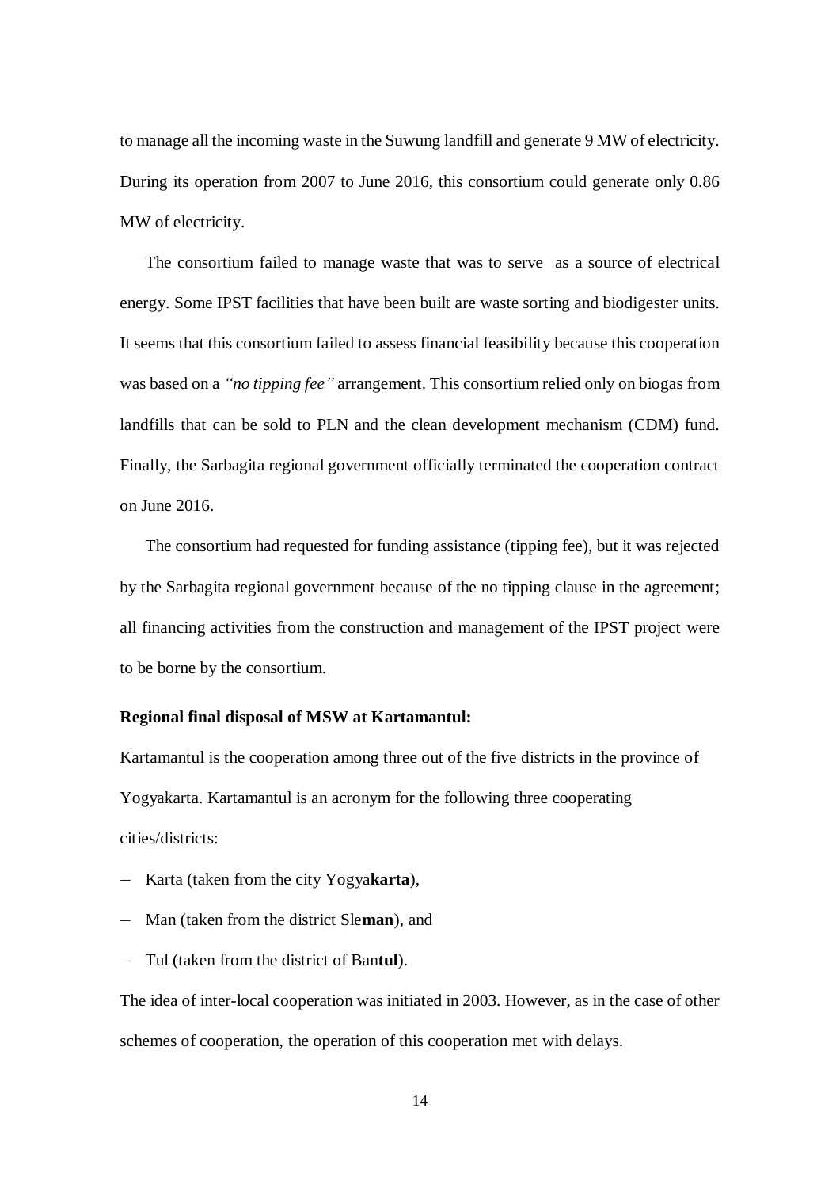to manage all the incoming waste in the Suwung landfill and generate 9 MW of electricity. During its operation from 2007 to June 2016, this consortium could generate only 0.86 MW of electricity.

The consortium failed to manage waste that was to serve as a source of electrical energy. Some IPST facilities that have been built are waste sorting and biodigester units. It seems that this consortium failed to assess financial feasibility because this cooperation was based on a *"no tipping fee"* arrangement. This consortium relied only on biogas from landfills that can be sold to PLN and the clean development mechanism (CDM) fund. Finally, the Sarbagita regional government officially terminated the cooperation contract on June 2016.

The consortium had requested for funding assistance (tipping fee), but it was rejected by the Sarbagita regional government because of the no tipping clause in the agreement; all financing activities from the construction and management of the IPST project were to be borne by the consortium.

**Regional final disposal of MSW at Kartamantul:**

Kartamantul is the cooperation among three out of the five districts in the province of Yogyakarta. Kartamantul is an acronym for the following three cooperating cities/districts:

- Karta (taken from the city Yogya**karta**),
- Man (taken from the district Sle**man**), and
- Tul (taken from the district of Ban**tul**).

The idea of inter-local cooperation was initiated in 2003. However, as in the case of other schemes of cooperation, the operation of this cooperation met with delays.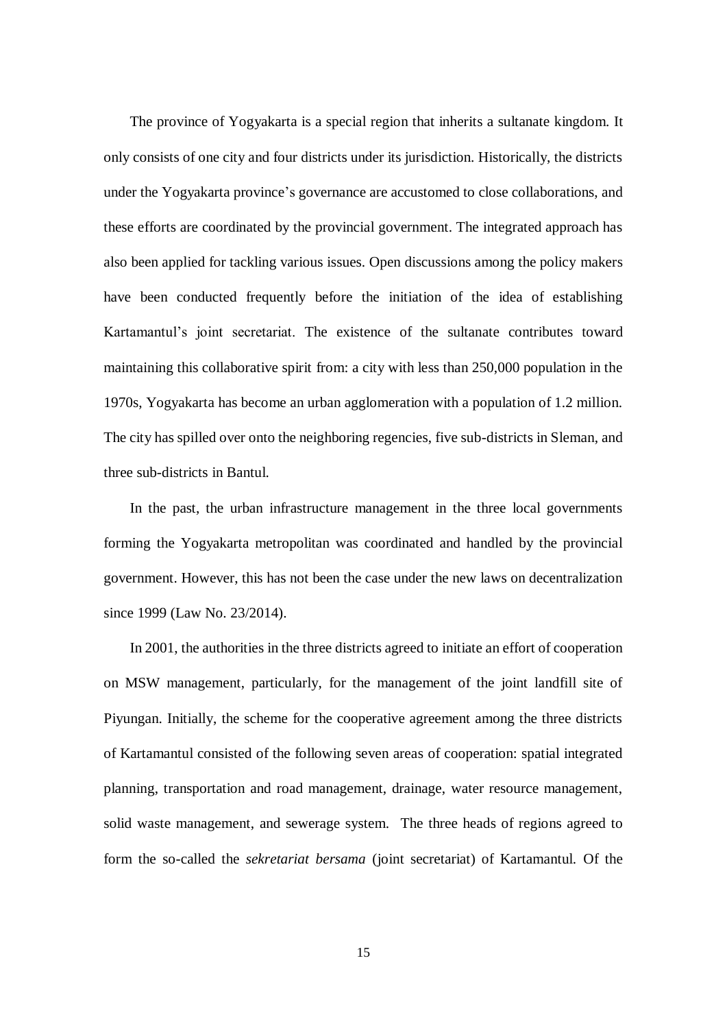The province of Yogyakarta is a special region that inherits a sultanate kingdom. It only consists of one city and four districts under its jurisdiction. Historically, the districts under the Yogyakarta province's governance are accustomed to close collaborations, and these efforts are coordinated by the provincial government. The integrated approach has also been applied for tackling various issues. Open discussions among the policy makers have been conducted frequently before the initiation of the idea of establishing Kartamantul's joint secretariat. The existence of the sultanate contributes toward maintaining this collaborative spirit from: a city with less than 250,000 population in the 1970s, Yogyakarta has become an urban agglomeration with a population of 1.2 million. The city has spilled over onto the neighboring regencies, five sub-districts in Sleman, and three sub-districts in Bantul.

In the past, the urban infrastructure management in the three local governments forming the Yogyakarta metropolitan was coordinated and handled by the provincial government. However, this has not been the case under the new laws on decentralization since 1999 (Law No. 23/2014).

In 2001, the authorities in the three districts agreed to initiate an effort of cooperation on MSW management, particularly, for the management of the joint landfill site of Piyungan. Initially, the scheme for the cooperative agreement among the three districts of Kartamantul consisted of the following seven areas of cooperation: spatial integrated planning, transportation and road management, drainage, water resource management, solid waste management, and sewerage system. The three heads of regions agreed to form the so-called the *sekretariat bersama* (joint secretariat) of Kartamantul. Of the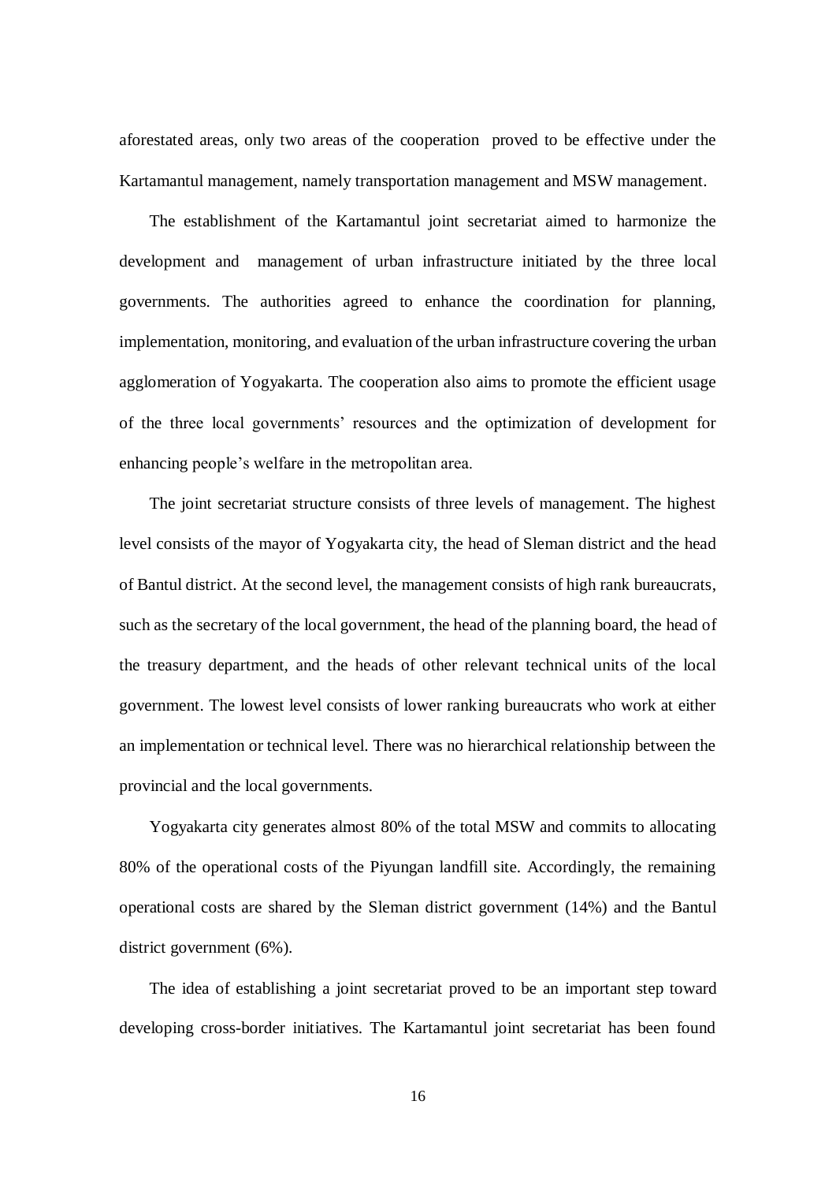aforestated areas, only two areas of the cooperation proved to be effective under the Kartamantul management, namely transportation management and MSW management.

The establishment of the Kartamantul joint secretariat aimed to harmonize the development and management of urban infrastructure initiated by the three local governments. The authorities agreed to enhance the coordination for planning, implementation, monitoring, and evaluation of the urban infrastructure covering the urban agglomeration of Yogyakarta. The cooperation also aims to promote the efficient usage of the three local governments' resources and the optimization of development for enhancing people's welfare in the metropolitan area.

The joint secretariat structure consists of three levels of management. The highest level consists of the mayor of Yogyakarta city, the head of Sleman district and the head of Bantul district. At the second level, the management consists of high rank bureaucrats, such as the secretary of the local government, the head of the planning board, the head of the treasury department, and the heads of other relevant technical units of the local government. The lowest level consists of lower ranking bureaucrats who work at either an implementation or technical level. There was no hierarchical relationship between the provincial and the local governments.

Yogyakarta city generates almost 80% of the total MSW and commits to allocating 80% of the operational costs of the Piyungan landfill site. Accordingly, the remaining operational costs are shared by the Sleman district government (14%) and the Bantul district government (6%).

The idea of establishing a joint secretariat proved to be an important step toward developing cross-border initiatives. The Kartamantul joint secretariat has been found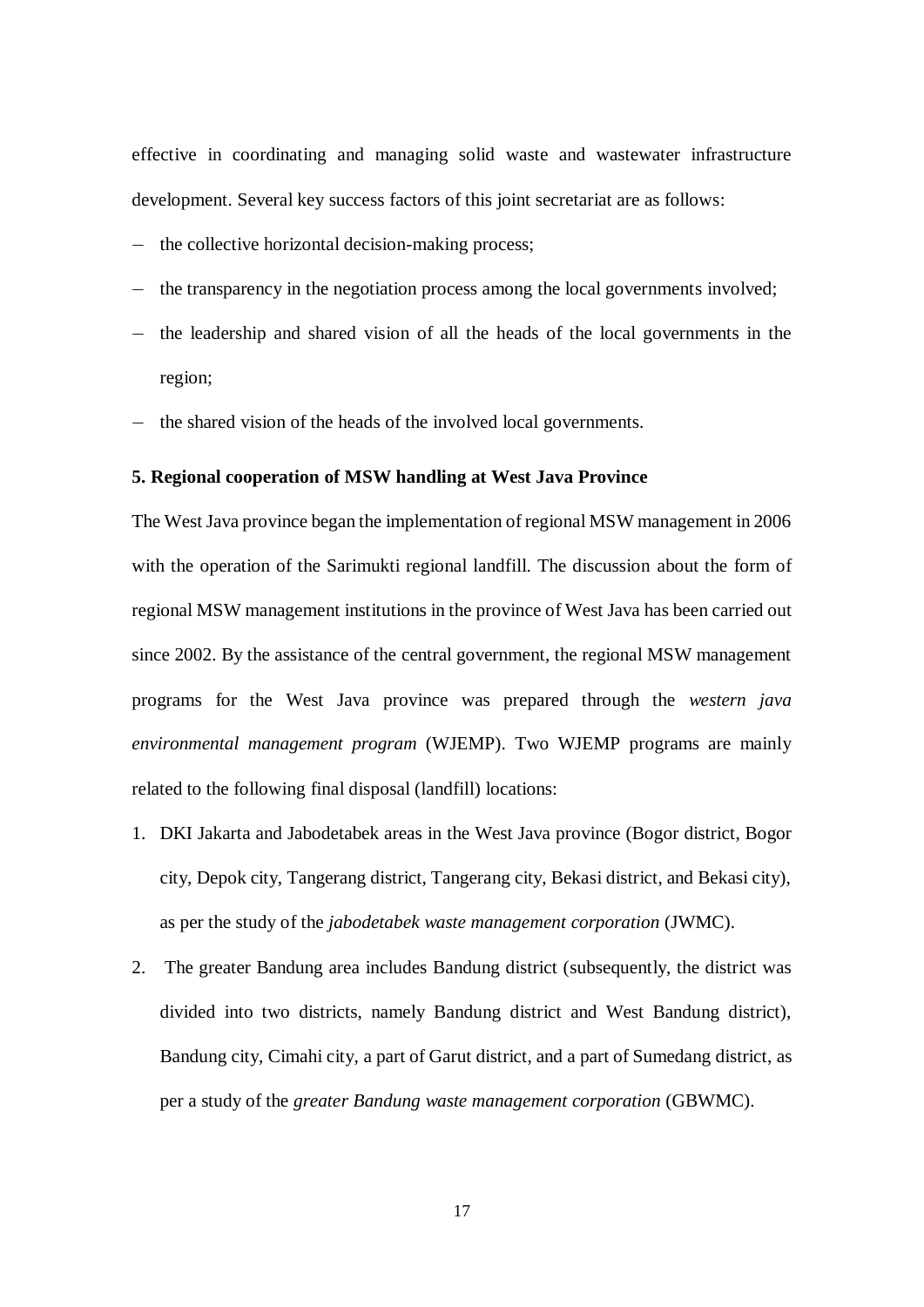effective in coordinating and managing solid waste and wastewater infrastructure development. Several key success factors of this joint secretariat are as follows:

- the collective horizontal decision-making process;
- the transparency in the negotiation process among the local governments involved;
- the leadership and shared vision of all the heads of the local governments in the region;
- the shared vision of the heads of the involved local governments.

**5. Regional cooperation of MSW handling at West Java Province**

The West Java province began the implementation of regional MSW management in 2006 with the operation of the Sarimukti regional landfill. The discussion about the form of regional MSW management institutions in the province of West Java has been carried out since 2002. By the assistance of the central government, the regional MSW management programs for the West Java province was prepared through the *western java environmental management program* (WJEMP). Two WJEMP programs are mainly related to the following final disposal (landfill) locations:

1. DKI Jakarta and Jabodetabek areas in the West Java province (Bogor district, Bogor city, Depok city, Tangerang district, Tangerang city, Bekasi district, and Bekasi city), as per the study of the *jabodetabek waste management corporation* (JWMC).
2. The greater Bandung area includes Bandung district (subsequently, the district was divided into two districts, namely Bandung district and West Bandung district), Bandung city, Cimahi city, a part of Garut district, and a part of Sumedang district, as per a study of the *greater Bandung waste management corporation* (GBWMC).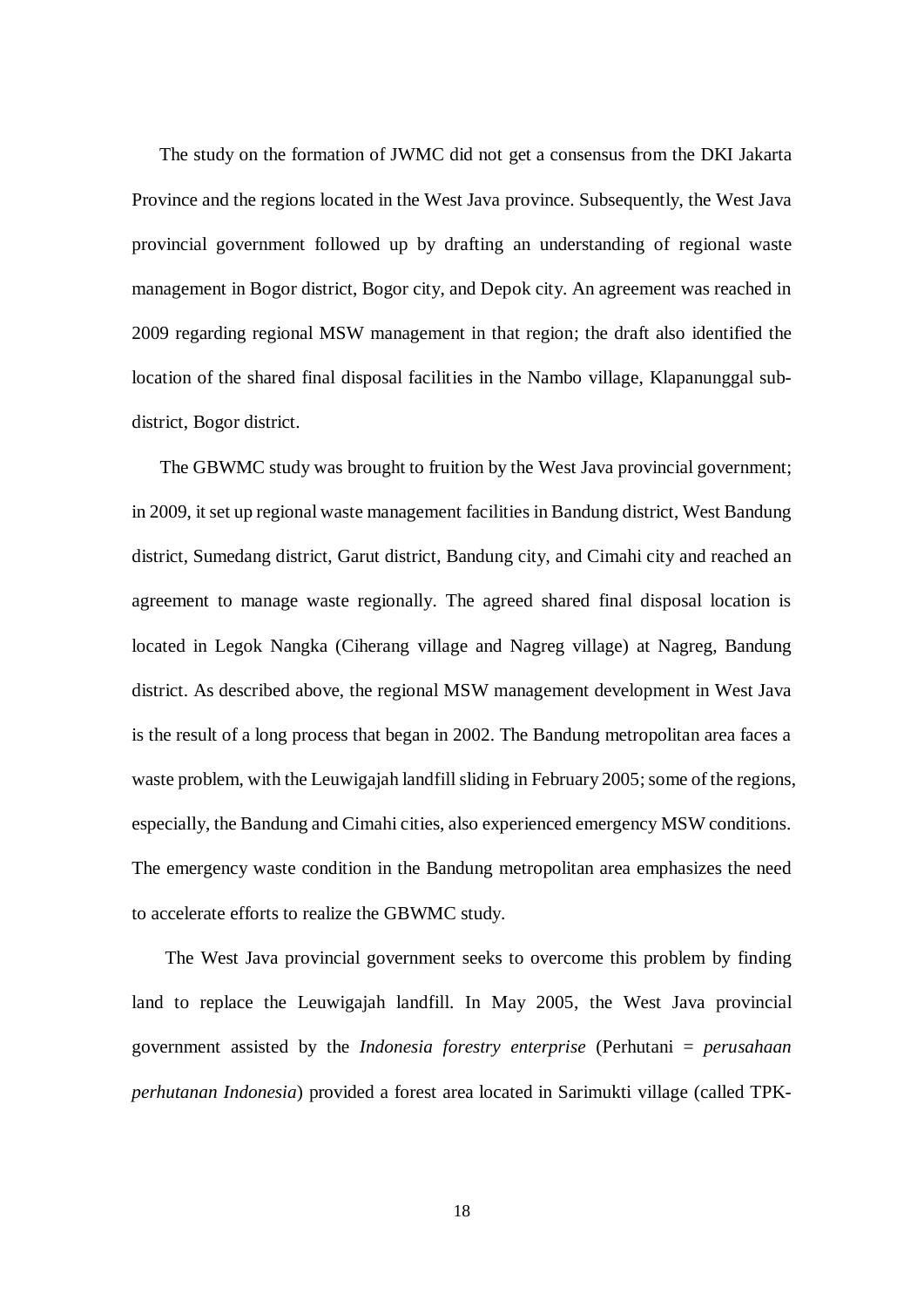The study on the formation of JWMC did not get a consensus from the DKI Jakarta Province and the regions located in the West Java province. Subsequently, the West Java provincial government followed up by drafting an understanding of regional waste management in Bogor district, Bogor city, and Depok city. An agreement was reached in 2009 regarding regional MSW management in that region; the draft also identified the location of the shared final disposal facilities in the Nambo village, Klapanunggal sub-district, Bogor district.

The GBWMC study was brought to fruition by the West Java provincial government; in 2009, it set up regional waste management facilities in Bandung district, West Bandung district, Sumedang district, Garut district, Bandung city, and Cimahi city and reached an agreement to manage waste regionally. The agreed shared final disposal location is located in Legok Nangka (Ciherang village and Nagreg village) at Nagreg, Bandung district. As described above, the regional MSW management development in West Java is the result of a long process that began in 2002. The Bandung metropolitan area faces a waste problem, with the Leuwigajah landfill sliding in February 2005; some of the regions, especially, the Bandung and Cimahi cities, also experienced emergency MSW conditions. The emergency waste condition in the Bandung metropolitan area emphasizes the need to accelerate efforts to realize the GBWMC study.

The West Java provincial government seeks to overcome this problem by finding land to replace the Leuwigajah landfill. In May 2005, the West Java provincial government assisted by the *Indonesia forestry enterprise* (Perhutani = *perusahaan perhutanan Indonesia*) provided a forest area located in Sarimukti village (called TPK-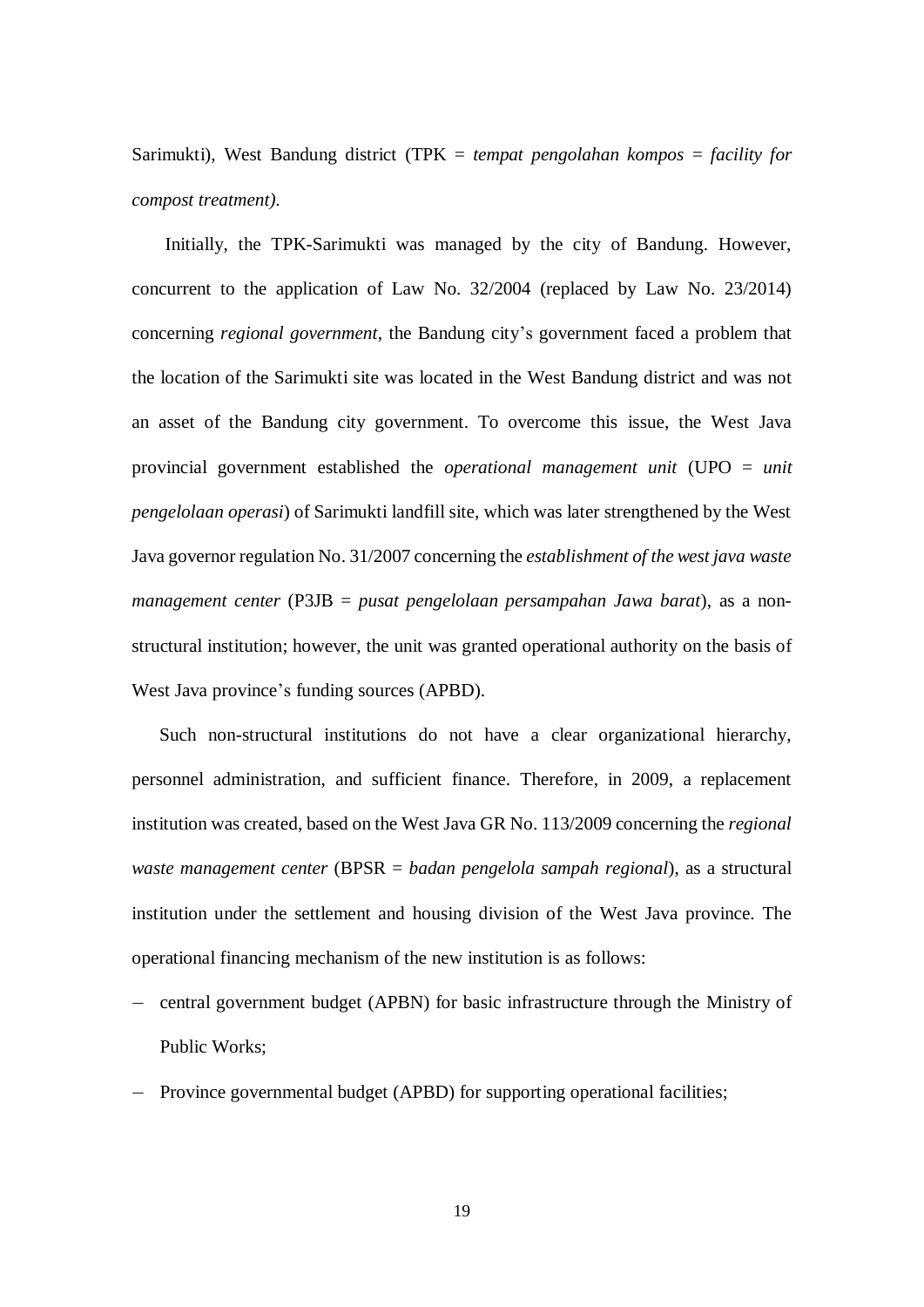Sarimukti), West Bandung district (TPK = *tempat pengolahan kompos* = *facility for compost treatment)*.

Initially, the TPK-Sarimukti was managed by the city of Bandung. However, concurrent to the application of Law No. 32/2004 (replaced by Law No. 23/2014) concerning *regional government*, the Bandung city's government faced a problem that the location of the Sarimukti site was located in the West Bandung district and was not an asset of the Bandung city government. To overcome this issue, the West Java provincial government established the *operational management unit* (UPO = *unit pengelolaan operasi*) of Sarimukti landfill site, which was later strengthened by the West Java governor regulation No. 31/2007 concerning the *establishment of the west java waste management center* (P3JB = *pusat pengelolaan persampahan Jawa barat*), as a non-structural institution; however, the unit was granted operational authority on the basis of West Java province's funding sources (APBD).

Such non-structural institutions do not have a clear organizational hierarchy, personnel administration, and sufficient finance. Therefore, in 2009, a replacement institution was created, based on the West Java GR No. 113/2009 concerning the *regional waste management center* (BPSR = *badan pengelola sampah regional*), as a structural institution under the settlement and housing division of the West Java province. The operational financing mechanism of the new institution is as follows:

- central government budget (APBN) for basic infrastructure through the Ministry of Public Works;
- Province governmental budget (APBD) for supporting operational facilities;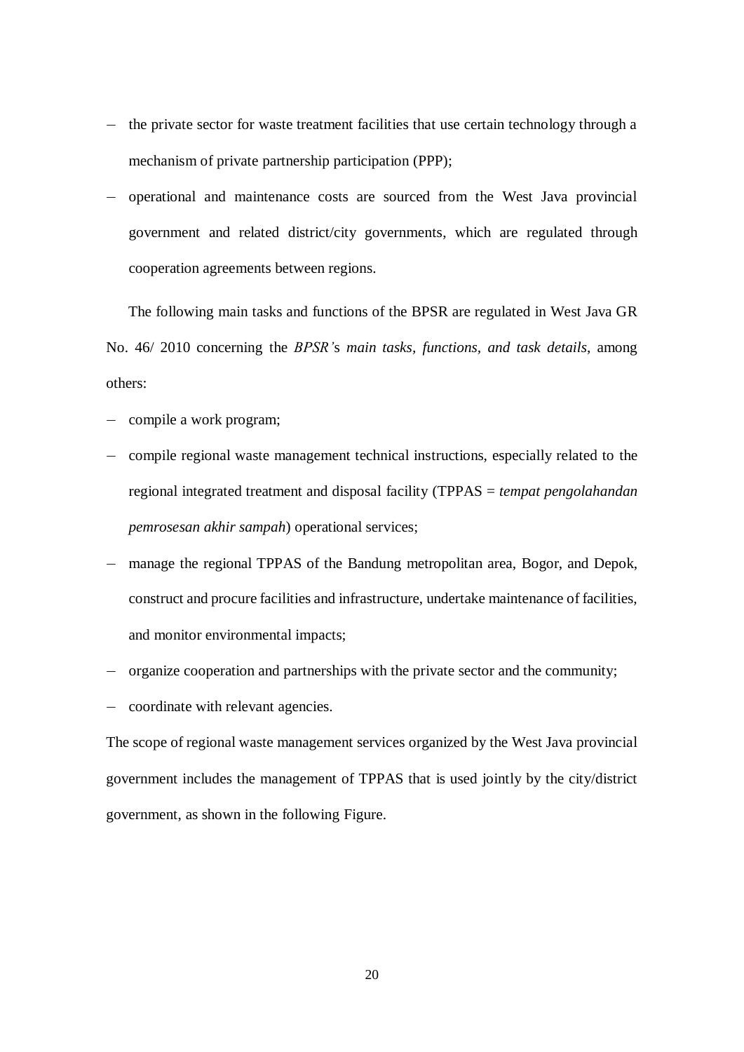- the private sector for waste treatment facilities that use certain technology through a mechanism of private partnership participation (PPP);
- operational and maintenance costs are sourced from the West Java provincial government and related district/city governments, which are regulated through cooperation agreements between regions.

The following main tasks and functions of the BPSR are regulated in West Java GR No. 46/ 2010 concerning the *BPSR's main tasks, functions, and task details*, among others:

- compile a work program;
- compile regional waste management technical instructions, especially related to the regional integrated treatment and disposal facility (TPPAS = *tempat pengolahandan pemrosesan akhir sampah*) operational services;
- manage the regional TPPAS of the Bandung metropolitan area, Bogor, and Depok, construct and procure facilities and infrastructure, undertake maintenance of facilities, and monitor environmental impacts;
- organize cooperation and partnerships with the private sector and the community;
- coordinate with relevant agencies.

The scope of regional waste management services organized by the West Java provincial government includes the management of TPPAS that is used jointly by the city/district government, as shown in the following Figure.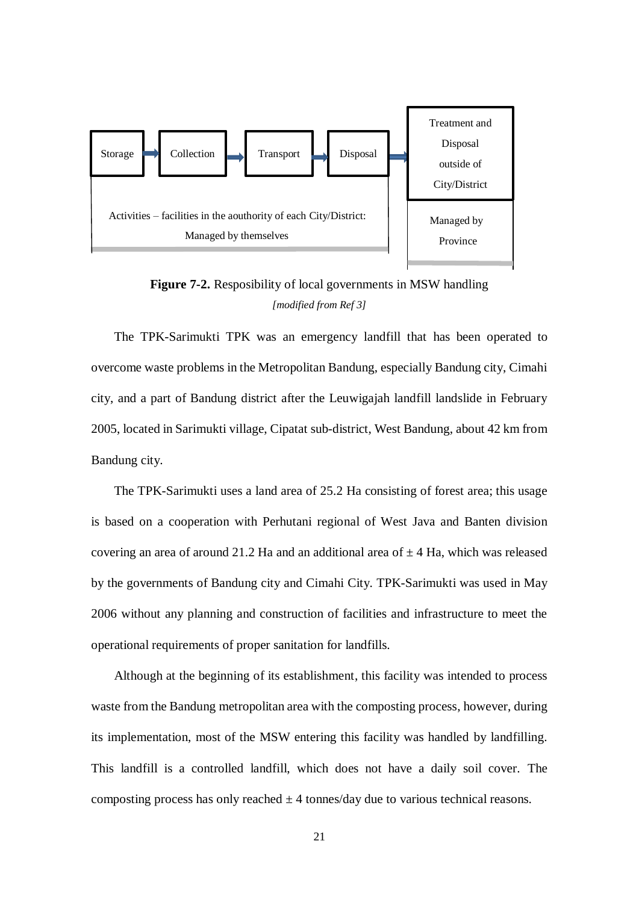Storage → Collection → Transport → Disposal → Treatment and Disposal outside of City/District

Activities – facilities in the aouthority of each City/District: Managed by themselves

Managed by Province

**Figure 7-2.** Resposibility of local governments in MSW handling
*[modified from Ref 3]*

The TPK-Sarimukti TPK was an emergency landfill that has been operated to overcome waste problems in the Metropolitan Bandung, especially Bandung city, Cimahi city, and a part of Bandung district after the Leuwigajah landfill landslide in February 2005, located in Sarimukti village, Cipatat sub-district, West Bandung, about 42 km from Bandung city.

The TPK-Sarimukti uses a land area of 25.2 Ha consisting of forest area; this usage is based on a cooperation with Perhutani regional of West Java and Banten division covering an area of around 21.2 Ha and an additional area of ± 4 Ha, which was released by the governments of Bandung city and Cimahi City. TPK-Sarimukti was used in May 2006 without any planning and construction of facilities and infrastructure to meet the operational requirements of proper sanitation for landfills.

Although at the beginning of its establishment, this facility was intended to process waste from the Bandung metropolitan area with the composting process, however, during its implementation, most of the MSW entering this facility was handled by landfilling. This landfill is a controlled landfill, which does not have a daily soil cover. The composting process has only reached ± 4 tonnes/day due to various technical reasons.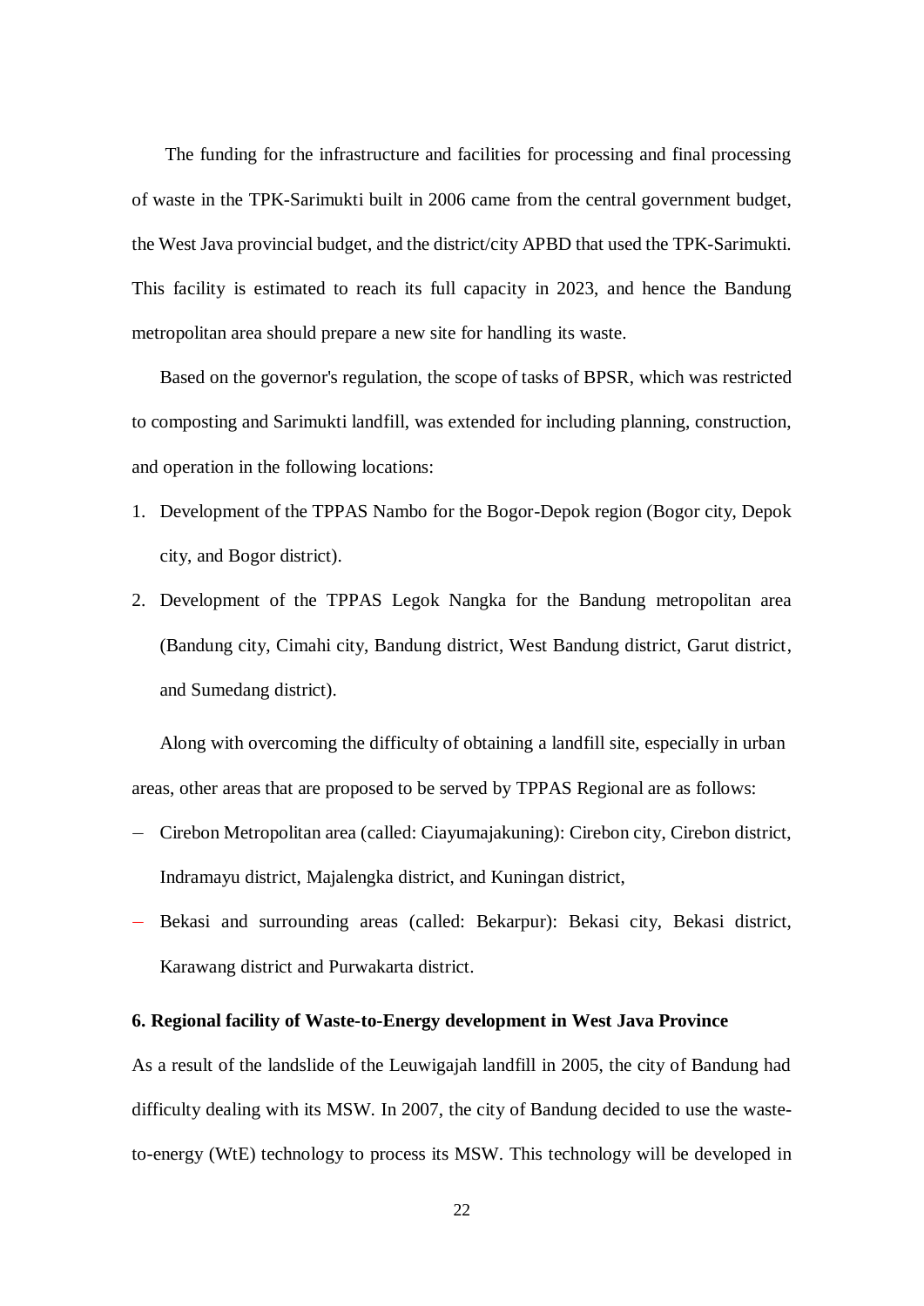The funding for the infrastructure and facilities for processing and final processing of waste in the TPK-Sarimukti built in 2006 came from the central government budget, the West Java provincial budget, and the district/city APBD that used the TPK-Sarimukti. This facility is estimated to reach its full capacity in 2023, and hence the Bandung metropolitan area should prepare a new site for handling its waste.

Based on the governor's regulation, the scope of tasks of BPSR, which was restricted to composting and Sarimukti landfill, was extended for including planning, construction, and operation in the following locations:

1. Development of the TPPAS Nambo for the Bogor-Depok region (Bogor city, Depok city, and Bogor district).
2. Development of the TPPAS Legok Nangka for the Bandung metropolitan area (Bandung city, Cimahi city, Bandung district, West Bandung district, Garut district, and Sumedang district).

Along with overcoming the difficulty of obtaining a landfill site, especially in urban areas, other areas that are proposed to be served by TPPAS Regional are as follows:

- Cirebon Metropolitan area (called: Ciayumajakuning): Cirebon city, Cirebon district, Indramayu district, Majalengka district, and Kuningan district,
- Bekasi and surrounding areas (called: Bekarpur): Bekasi city, Bekasi district, Karawang district and Purwakarta district.

**6. Regional facility of Waste-to-Energy development in West Java Province**

As a result of the landslide of the Leuwigajah landfill in 2005, the city of Bandung had difficulty dealing with its MSW. In 2007, the city of Bandung decided to use the waste-to-energy (WtE) technology to process its MSW. This technology will be developed in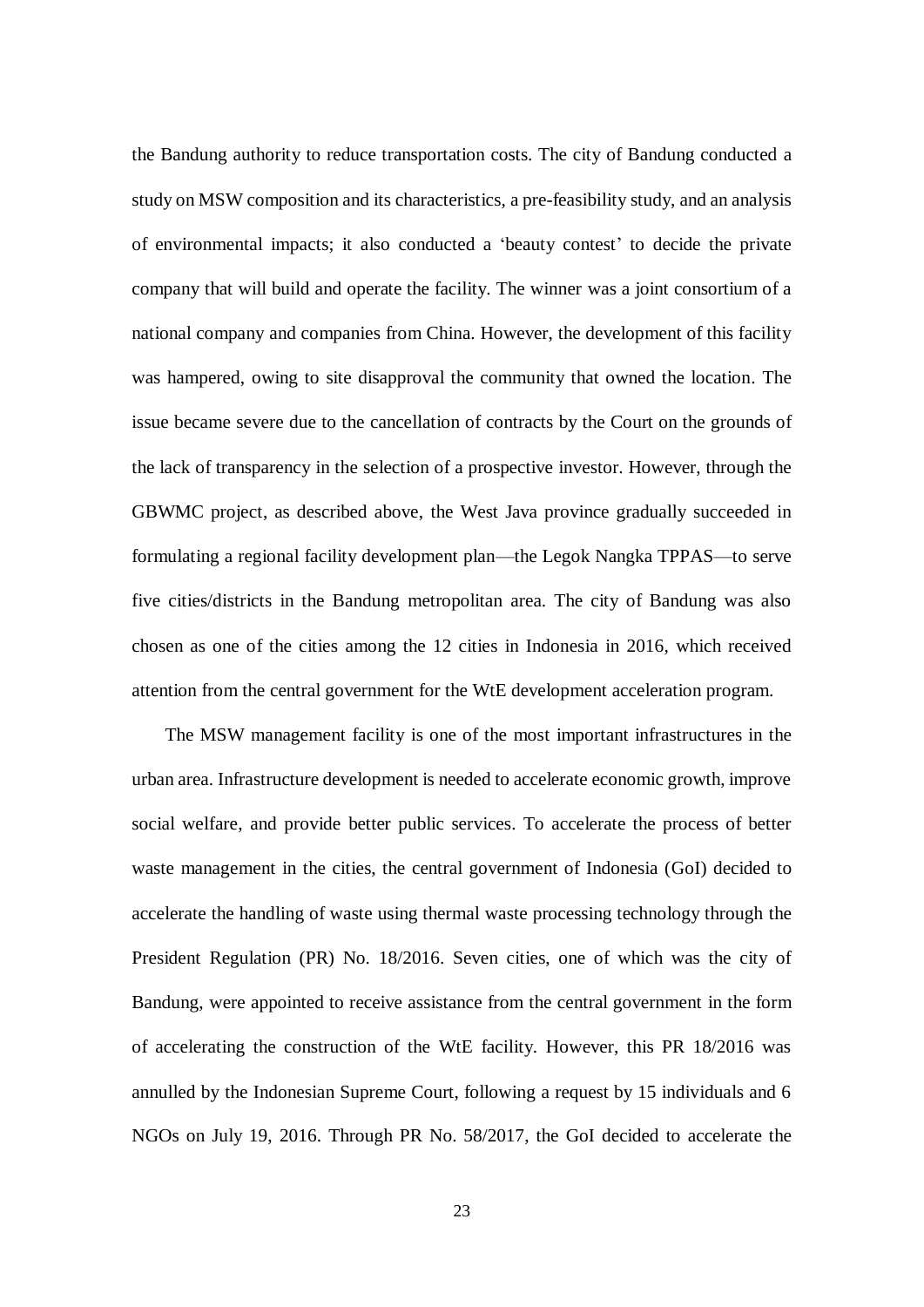the Bandung authority to reduce transportation costs. The city of Bandung conducted a study on MSW composition and its characteristics, a pre-feasibility study, and an analysis of environmental impacts; it also conducted a 'beauty contest' to decide the private company that will build and operate the facility. The winner was a joint consortium of a national company and companies from China. However, the development of this facility was hampered, owing to site disapproval the community that owned the location. The issue became severe due to the cancellation of contracts by the Court on the grounds of the lack of transparency in the selection of a prospective investor. However, through the GBWMC project, as described above, the West Java province gradually succeeded in formulating a regional facility development plan—the Legok Nangka TPPAS—to serve five cities/districts in the Bandung metropolitan area. The city of Bandung was also chosen as one of the cities among the 12 cities in Indonesia in 2016, which received attention from the central government for the WtE development acceleration program.

The MSW management facility is one of the most important infrastructures in the urban area. Infrastructure development is needed to accelerate economic growth, improve social welfare, and provide better public services. To accelerate the process of better waste management in the cities, the central government of Indonesia (GoI) decided to accelerate the handling of waste using thermal waste processing technology through the President Regulation (PR) No. 18/2016. Seven cities, one of which was the city of Bandung, were appointed to receive assistance from the central government in the form of accelerating the construction of the WtE facility. However, this PR 18/2016 was annulled by the Indonesian Supreme Court, following a request by 15 individuals and 6 NGOs on July 19, 2016. Through PR No. 58/2017, the GoI decided to accelerate the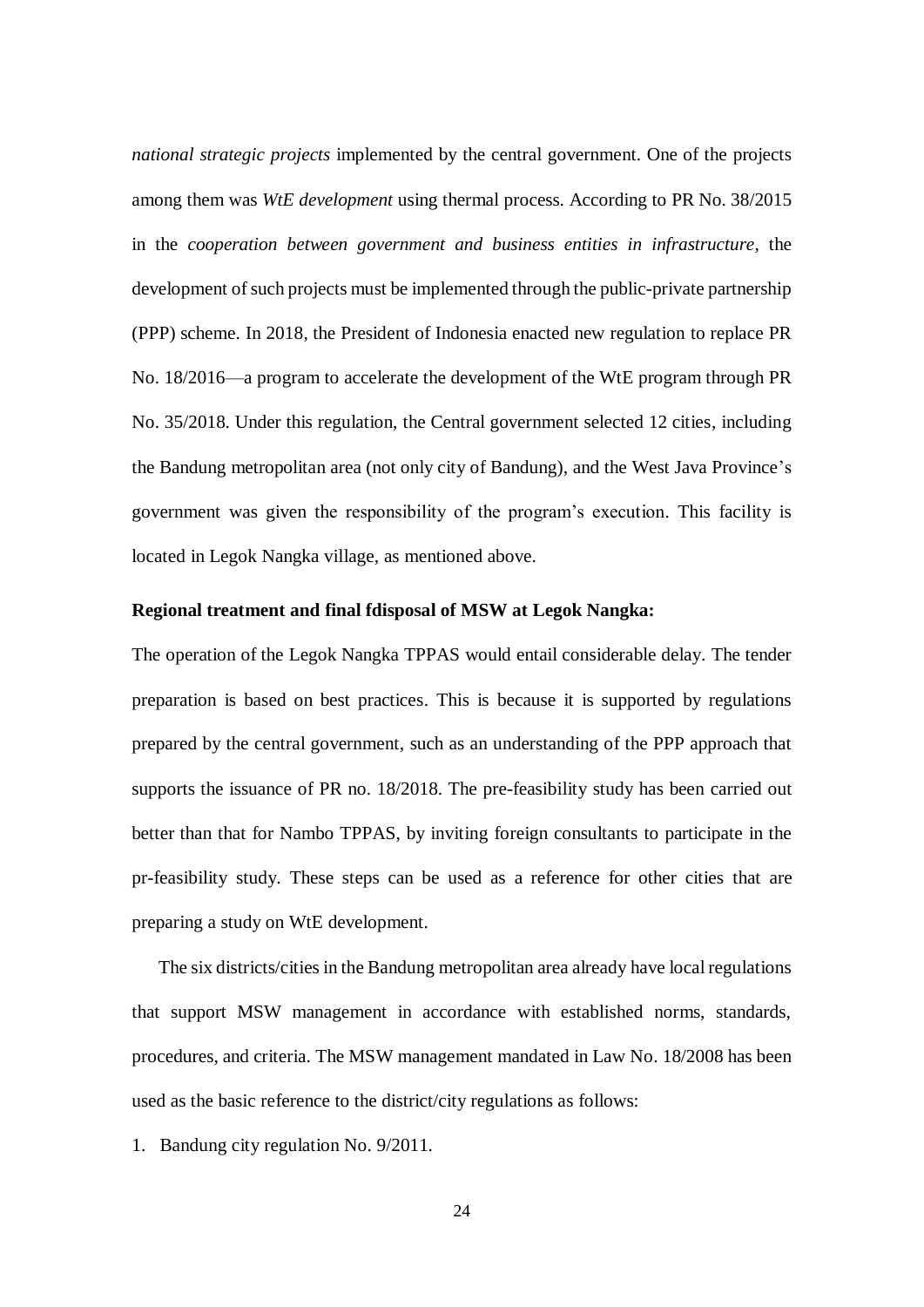*national strategic projects* implemented by the central government. One of the projects among them was *WtE development* using thermal process. According to PR No. 38/2015 in the *cooperation between government and business entities in infrastructure*, the development of such projects must be implemented through the public-private partnership (PPP) scheme. In 2018, the President of Indonesia enacted new regulation to replace PR No. 18/2016—a program to accelerate the development of the WtE program through PR No. 35/2018. Under this regulation, the Central government selected 12 cities, including the Bandung metropolitan area (not only city of Bandung), and the West Java Province's government was given the responsibility of the program's execution. This facility is located in Legok Nangka village, as mentioned above.

**Regional treatment and final fdisposal of MSW at Legok Nangka:**

The operation of the Legok Nangka TPPAS would entail considerable delay. The tender preparation is based on best practices. This is because it is supported by regulations prepared by the central government, such as an understanding of the PPP approach that supports the issuance of PR no. 18/2018. The pre-feasibility study has been carried out better than that for Nambo TPPAS, by inviting foreign consultants to participate in the pr-feasibility study. These steps can be used as a reference for other cities that are preparing a study on WtE development.

The six districts/cities in the Bandung metropolitan area already have local regulations that support MSW management in accordance with established norms, standards, procedures, and criteria. The MSW management mandated in Law No. 18/2008 has been used as the basic reference to the district/city regulations as follows:

1. Bandung city regulation No. 9/2011.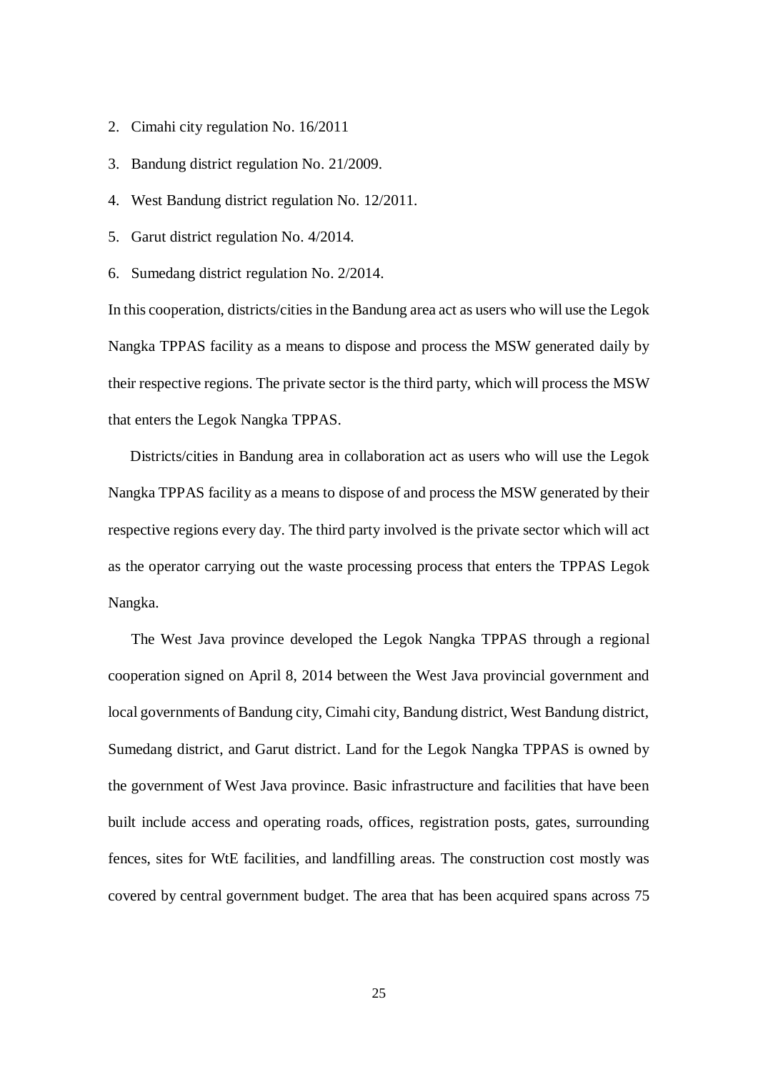2. Cimahi city regulation No. 16/2011
3. Bandung district regulation No. 21/2009.
4. West Bandung district regulation No. 12/2011.
5. Garut district regulation No. 4/2014.
6. Sumedang district regulation No. 2/2014.

In this cooperation, districts/cities in the Bandung area act as users who will use the Legok Nangka TPPAS facility as a means to dispose and process the MSW generated daily by their respective regions. The private sector is the third party, which will process the MSW that enters the Legok Nangka TPPAS.

Districts/cities in Bandung area in collaboration act as users who will use the Legok Nangka TPPAS facility as a means to dispose of and process the MSW generated by their respective regions every day. The third party involved is the private sector which will act as the operator carrying out the waste processing process that enters the TPPAS Legok Nangka.

The West Java province developed the Legok Nangka TPPAS through a regional cooperation signed on April 8, 2014 between the West Java provincial government and local governments of Bandung city, Cimahi city, Bandung district, West Bandung district, Sumedang district, and Garut district. Land for the Legok Nangka TPPAS is owned by the government of West Java province. Basic infrastructure and facilities that have been built include access and operating roads, offices, registration posts, gates, surrounding fences, sites for WtE facilities, and landfilling areas. The construction cost mostly was covered by central government budget. The area that has been acquired spans across 75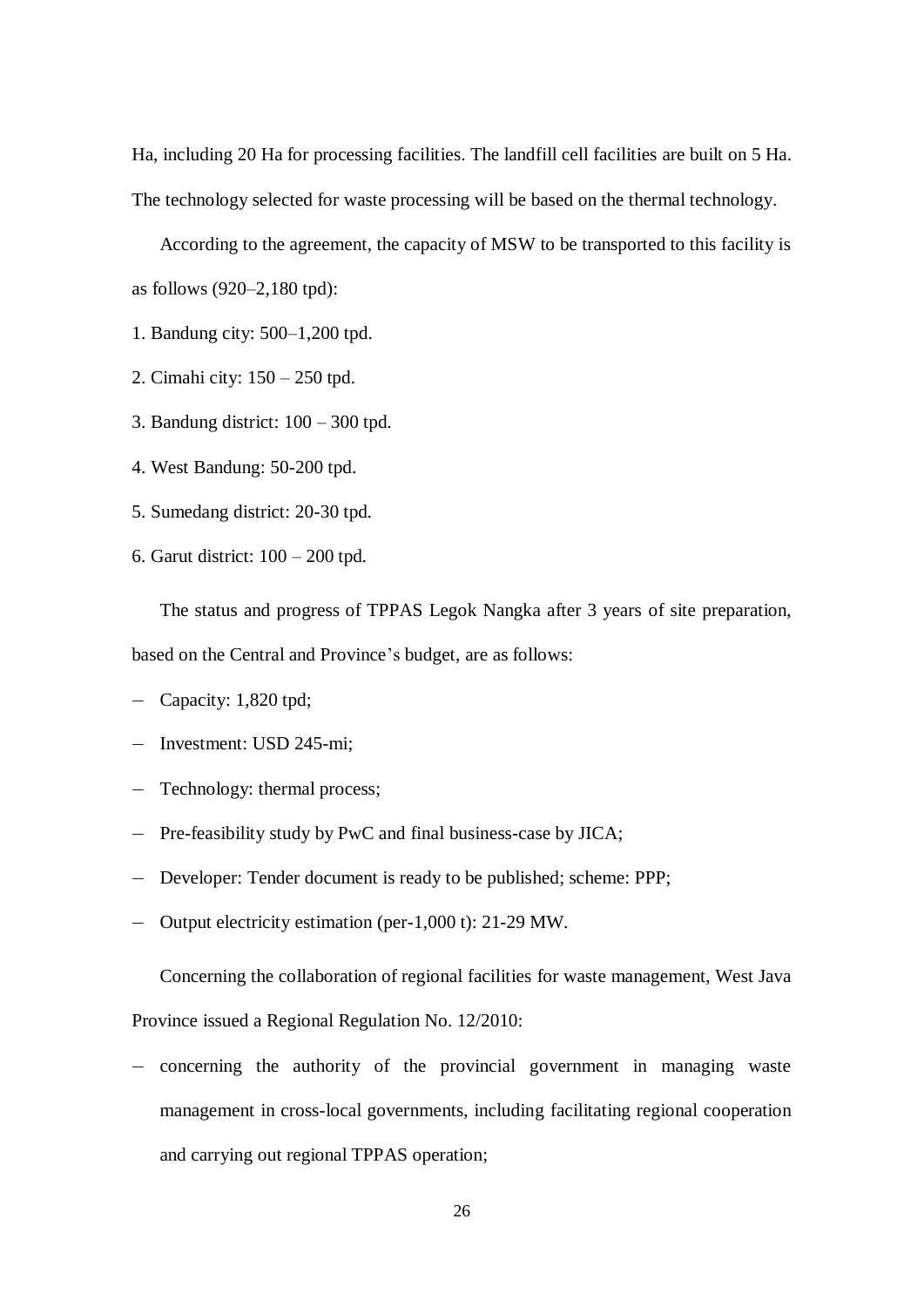Ha, including 20 Ha for processing facilities. The landfill cell facilities are built on 5 Ha. The technology selected for waste processing will be based on the thermal technology.

According to the agreement, the capacity of MSW to be transported to this facility is as follows (920–2,180 tpd):

1. Bandung city: 500–1,200 tpd.
2. Cimahi city: 150 – 250 tpd.
3. Bandung district: 100 – 300 tpd.
4. West Bandung: 50-200 tpd.
5. Sumedang district: 20-30 tpd.
6. Garut district: 100 – 200 tpd.

The status and progress of TPPAS Legok Nangka after 3 years of site preparation, based on the Central and Province's budget, are as follows:

- Capacity: 1,820 tpd;
- Investment: USD 245-mi;
- Technology: thermal process;
- Pre-feasibility study by PwC and final business-case by JICA;
- Developer: Tender document is ready to be published; scheme: PPP;
- Output electricity estimation (per-1,000 t): 21-29 MW.

Concerning the collaboration of regional facilities for waste management, West Java Province issued a Regional Regulation No. 12/2010:

- concerning the authority of the provincial government in managing waste management in cross-local governments, including facilitating regional cooperation and carrying out regional TPPAS operation;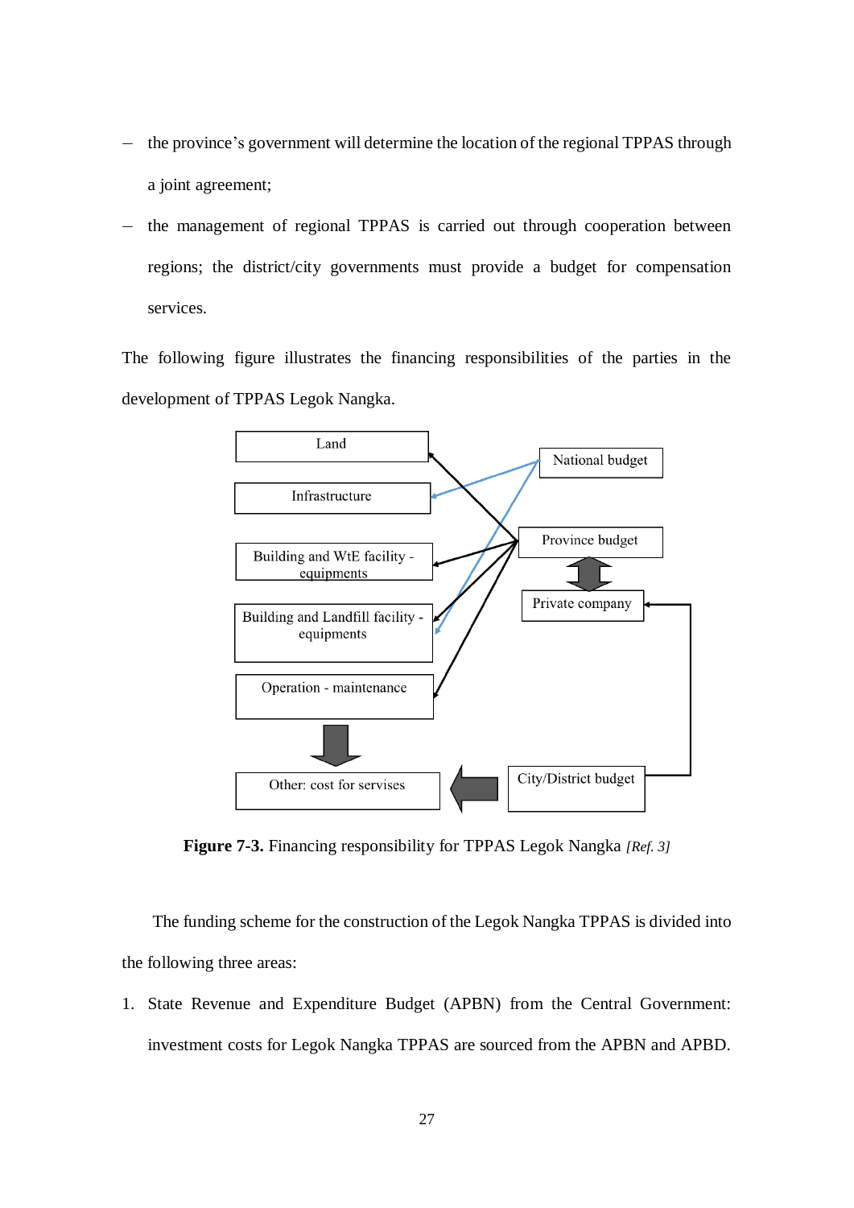- the province's government will determine the location of the regional TPPAS through a joint agreement;
- the management of regional TPPAS is carried out through cooperation between regions; the district/city governments must provide a budget for compensation services.

The following figure illustrates the financing responsibilities of the parties in the development of TPPAS Legok Nangka.

Land

Infrastructure

Building and WtE facility - equipments

Building and Landfill facility - equipments

Operation - maintenance

Other: cost for servises

National budget

Province budget

Private company

City/District budget

**Figure 7-3.** Financing responsibility for TPPAS Legok Nangka *[Ref. 3]*

The funding scheme for the construction of the Legok Nangka TPPAS is divided into the following three areas:

1. State Revenue and Expenditure Budget (APBN) from the Central Government: investment costs for Legok Nangka TPPAS are sourced from the APBN and APBD.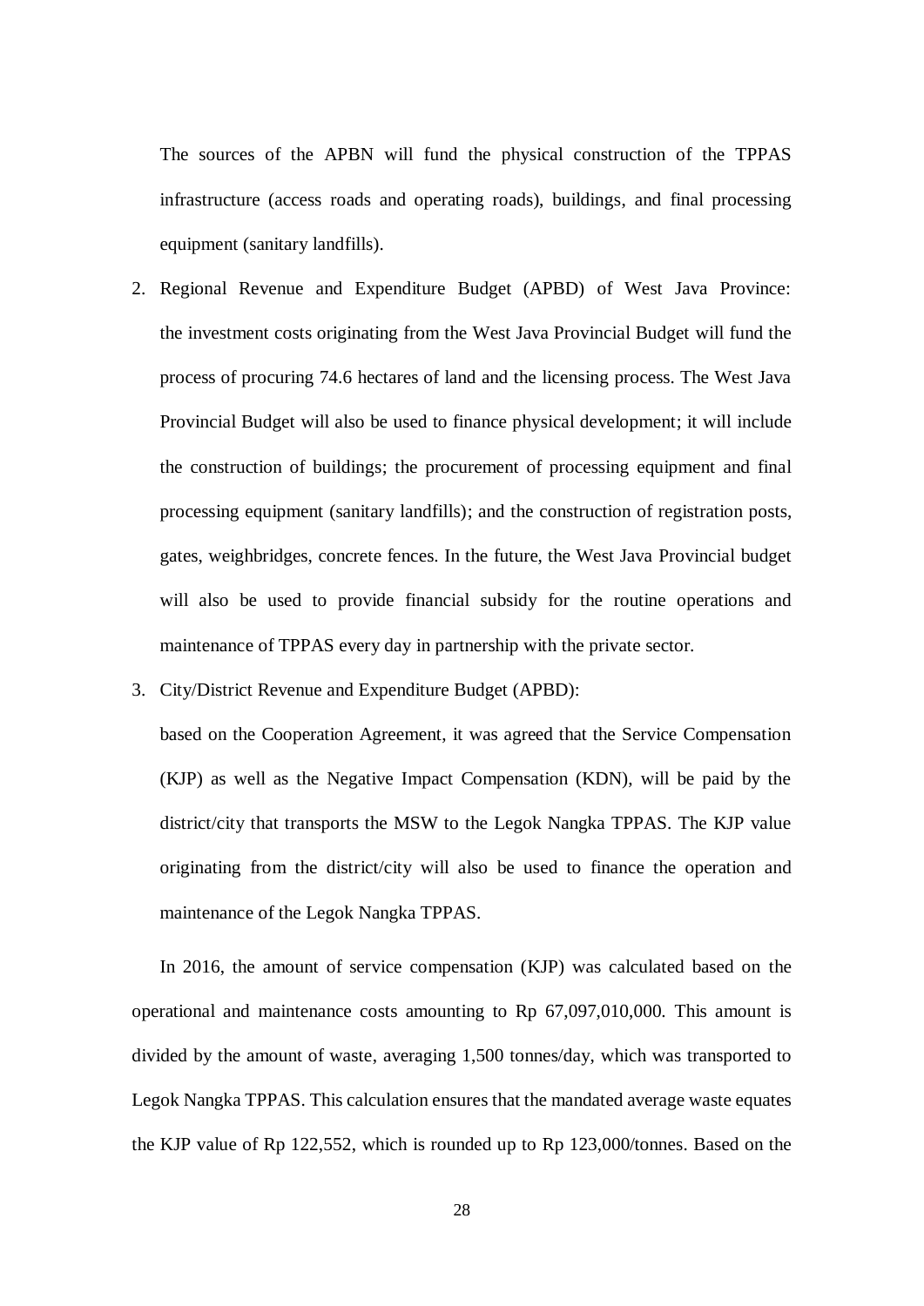The sources of the APBN will fund the physical construction of the TPPAS infrastructure (access roads and operating roads), buildings, and final processing equipment (sanitary landfills).

2. Regional Revenue and Expenditure Budget (APBD) of West Java Province: the investment costs originating from the West Java Provincial Budget will fund the process of procuring 74.6 hectares of land and the licensing process. The West Java Provincial Budget will also be used to finance physical development; it will include the construction of buildings; the procurement of processing equipment and final processing equipment (sanitary landfills); and the construction of registration posts, gates, weighbridges, concrete fences. In the future, the West Java Provincial budget will also be used to provide financial subsidy for the routine operations and maintenance of TPPAS every day in partnership with the private sector.
3. City/District Revenue and Expenditure Budget (APBD):

   based on the Cooperation Agreement, it was agreed that the Service Compensation (KJP) as well as the Negative Impact Compensation (KDN), will be paid by the district/city that transports the MSW to the Legok Nangka TPPAS. The KJP value originating from the district/city will also be used to finance the operation and maintenance of the Legok Nangka TPPAS.

In 2016, the amount of service compensation (KJP) was calculated based on the operational and maintenance costs amounting to Rp 67,097,010,000. This amount is divided by the amount of waste, averaging 1,500 tonnes/day, which was transported to Legok Nangka TPPAS. This calculation ensures that the mandated average waste equates the KJP value of Rp 122,552, which is rounded up to Rp 123,000/tonnes. Based on the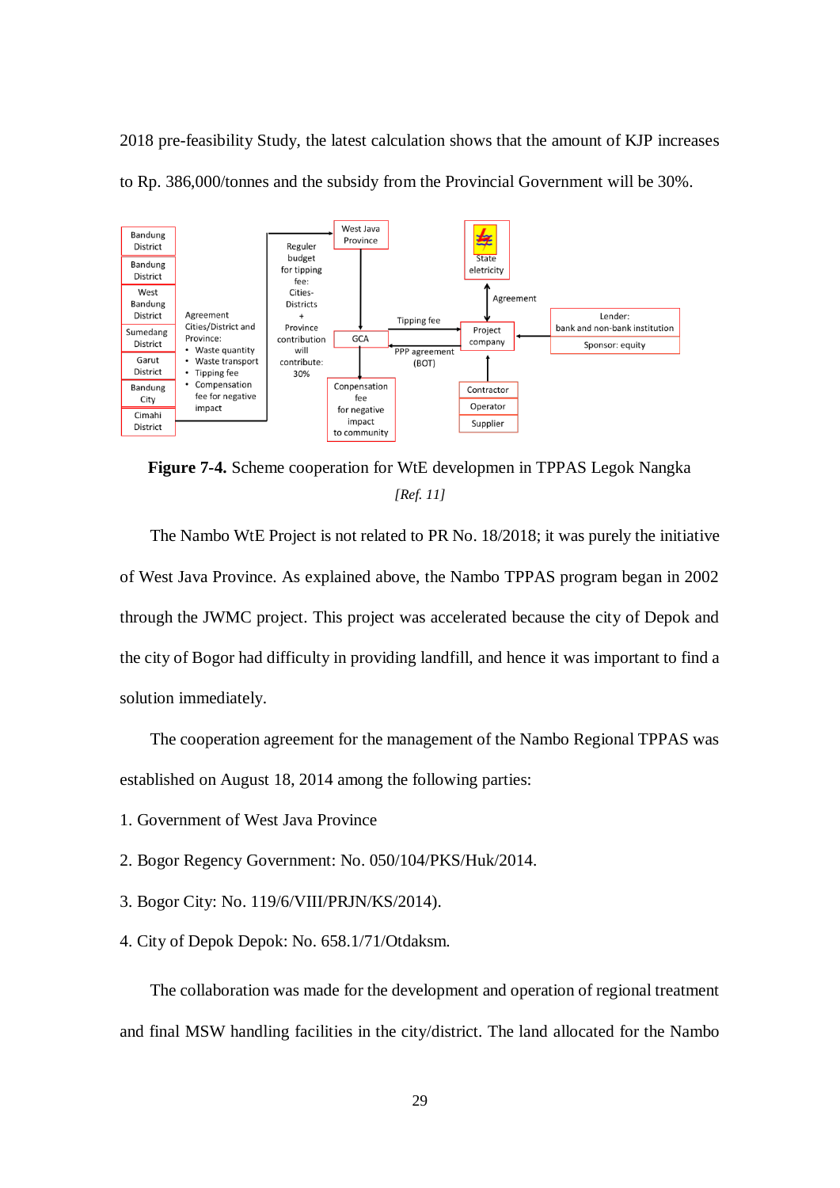2018 pre-feasibility Study, the latest calculation shows that the amount of KJP increases to Rp. 386,000/tonnes and the subsidy from the Provincial Government will be 30%.

**Figure 7-4.** Scheme cooperation for WtE developmen in TPPAS Legok Nangka *[Ref. 11]*

The Nambo WtE Project is not related to PR No. 18/2018; it was purely the initiative of West Java Province. As explained above, the Nambo TPPAS program began in 2002 through the JWMC project. This project was accelerated because the city of Depok and the city of Bogor had difficulty in providing landfill, and hence it was important to find a solution immediately.

The cooperation agreement for the management of the Nambo Regional TPPAS was established on August 18, 2014 among the following parties:

1. Government of West Java Province
2. Bogor Regency Government: No. 050/104/PKS/Huk/2014.
3. Bogor City: No. 119/6/VIII/PRJN/KS/2014).
4. City of Depok Depok: No. 658.1/71/Otdaksm.

The collaboration was made for the development and operation of regional treatment and final MSW handling facilities in the city/district. The land allocated for the Nambo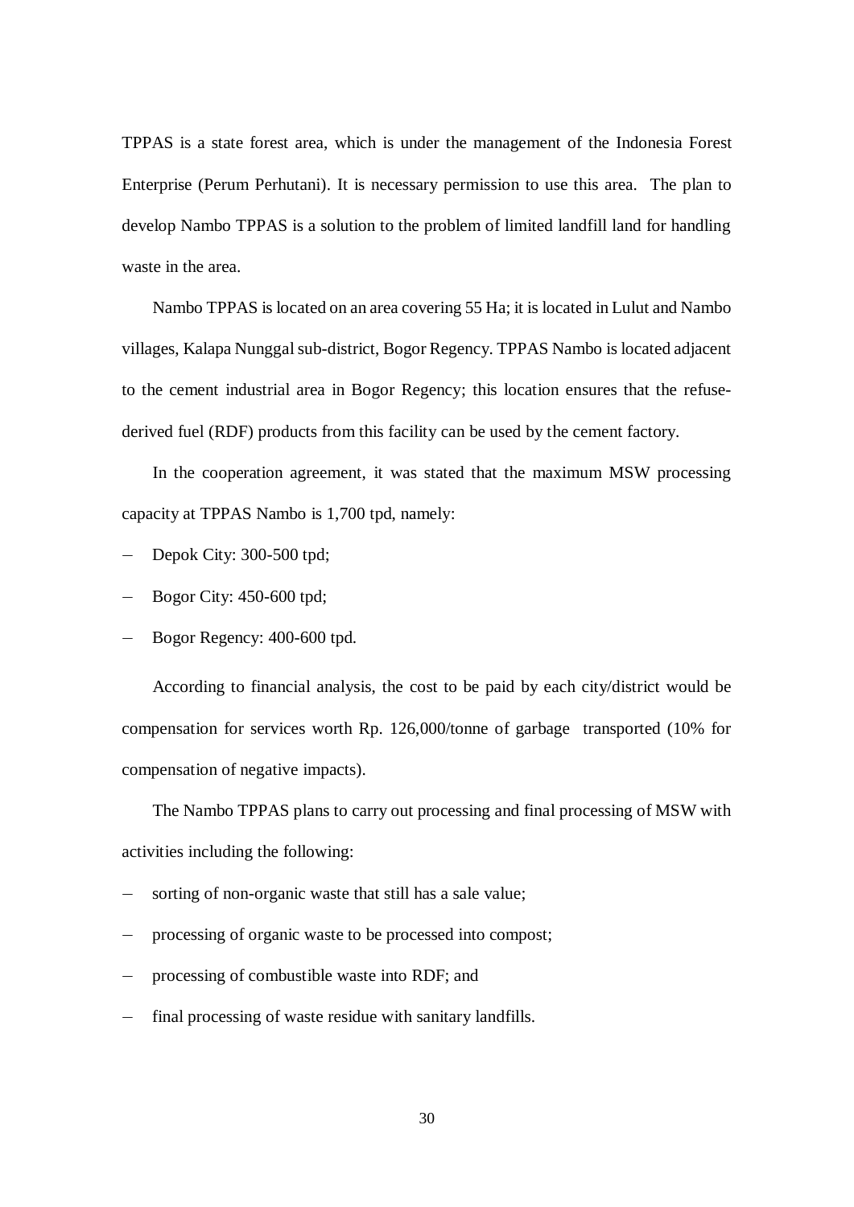TPPAS is a state forest area, which is under the management of the Indonesia Forest Enterprise (Perum Perhutani). It is necessary permission to use this area. The plan to develop Nambo TPPAS is a solution to the problem of limited landfill land for handling waste in the area.

Nambo TPPAS is located on an area covering 55 Ha; it is located in Lulut and Nambo villages, Kalapa Nunggal sub-district, Bogor Regency. TPPAS Nambo is located adjacent to the cement industrial area in Bogor Regency; this location ensures that the refuse-derived fuel (RDF) products from this facility can be used by the cement factory.

In the cooperation agreement, it was stated that the maximum MSW processing capacity at TPPAS Nambo is 1,700 tpd, namely:

- Depok City: 300-500 tpd;
- Bogor City: 450-600 tpd;
- Bogor Regency: 400-600 tpd.

According to financial analysis, the cost to be paid by each city/district would be compensation for services worth Rp. 126,000/tonne of garbage transported (10% for compensation of negative impacts).

The Nambo TPPAS plans to carry out processing and final processing of MSW with activities including the following:

- sorting of non-organic waste that still has a sale value;
- processing of organic waste to be processed into compost;
- processing of combustible waste into RDF; and
- final processing of waste residue with sanitary landfills.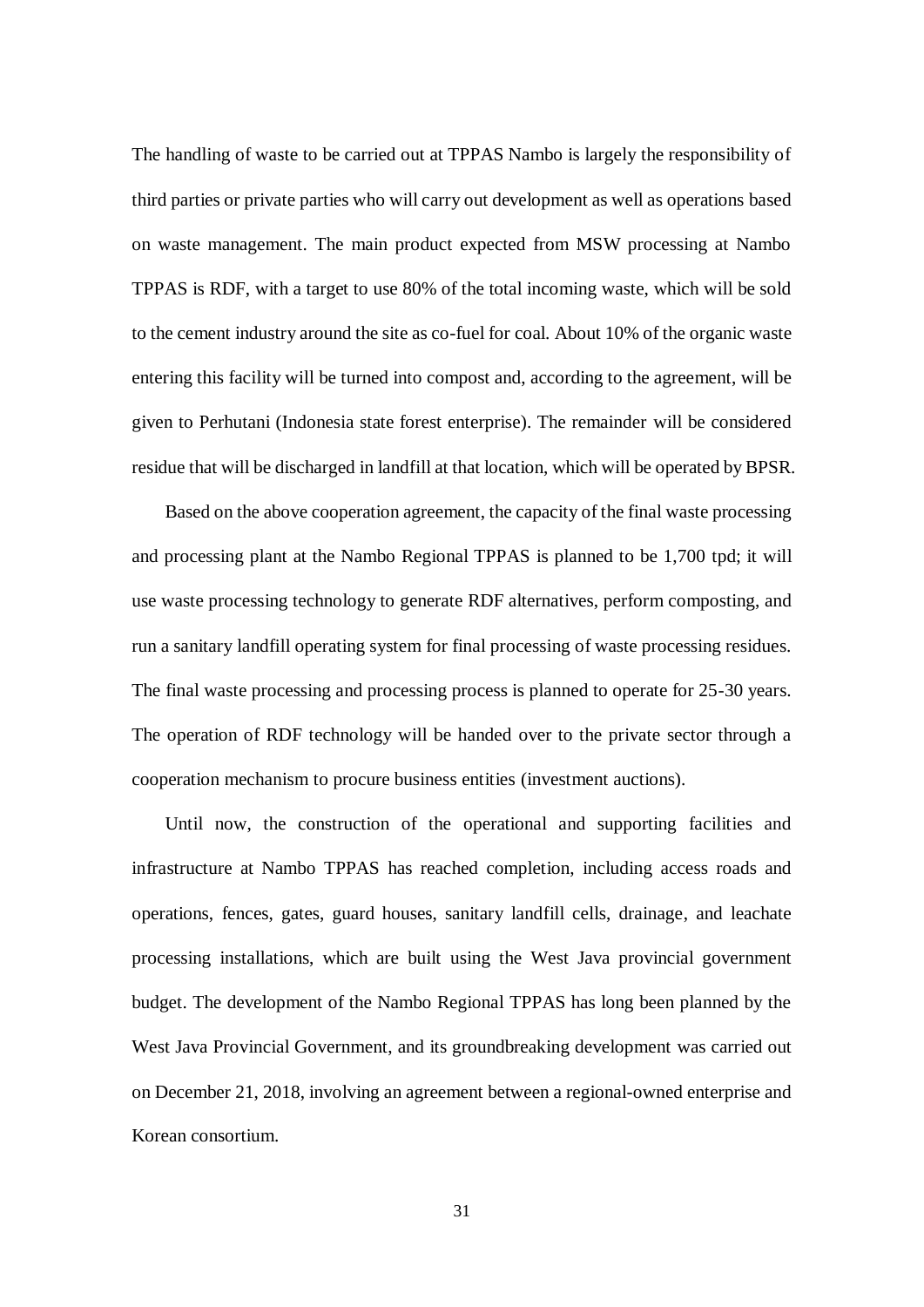The handling of waste to be carried out at TPPAS Nambo is largely the responsibility of third parties or private parties who will carry out development as well as operations based on waste management. The main product expected from MSW processing at Nambo TPPAS is RDF, with a target to use 80% of the total incoming waste, which will be sold to the cement industry around the site as co-fuel for coal. About 10% of the organic waste entering this facility will be turned into compost and, according to the agreement, will be given to Perhutani (Indonesia state forest enterprise). The remainder will be considered residue that will be discharged in landfill at that location, which will be operated by BPSR.

Based on the above cooperation agreement, the capacity of the final waste processing and processing plant at the Nambo Regional TPPAS is planned to be 1,700 tpd; it will use waste processing technology to generate RDF alternatives, perform composting, and run a sanitary landfill operating system for final processing of waste processing residues. The final waste processing and processing process is planned to operate for 25-30 years. The operation of RDF technology will be handed over to the private sector through a cooperation mechanism to procure business entities (investment auctions).

Until now, the construction of the operational and supporting facilities and infrastructure at Nambo TPPAS has reached completion, including access roads and operations, fences, gates, guard houses, sanitary landfill cells, drainage, and leachate processing installations, which are built using the West Java provincial government budget. The development of the Nambo Regional TPPAS has long been planned by the West Java Provincial Government, and its groundbreaking development was carried out on December 21, 2018, involving an agreement between a regional-owned enterprise and Korean consortium.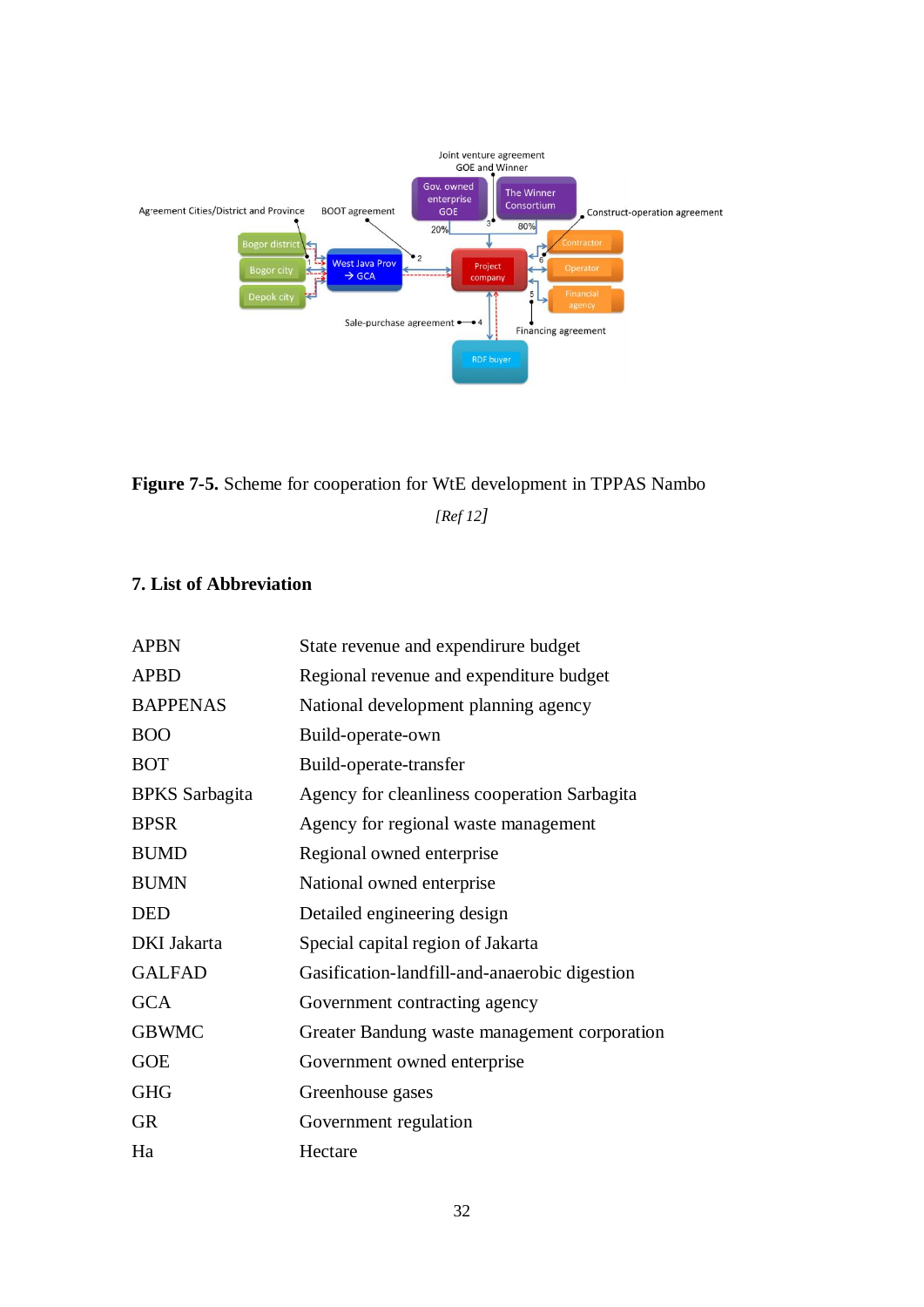**Figure 7-5.** Scheme for cooperation for WtE development in TPPAS Nambo

*[Ref 12]*

## 7. List of Abbreviation

| | |
|---|---|
| APBN | State revenue and expendirure budget |
| APBD | Regional revenue and expenditure budget |
| BAPPENAS | National development planning agency |
| BOO | Build-operate-own |
| BOT | Build-operate-transfer |
| BPKS Sarbagita | Agency for cleanliness cooperation Sarbagita |
| BPSR | Agency for regional waste management |
| BUMD | Regional owned enterprise |
| BUMN | National owned enterprise |
| DED | Detailed engineering design |
| DKI Jakarta | Special capital region of Jakarta |
| GALFAD | Gasification-landfill-and-anaerobic digestion |
| GCA | Government contracting agency |
| GBWMC | Greater Bandung waste management corporation |
| GOE | Government owned enterprise |
| GHG | Greenhouse gases |
| GR | Government regulation |
| Ha | Hectare |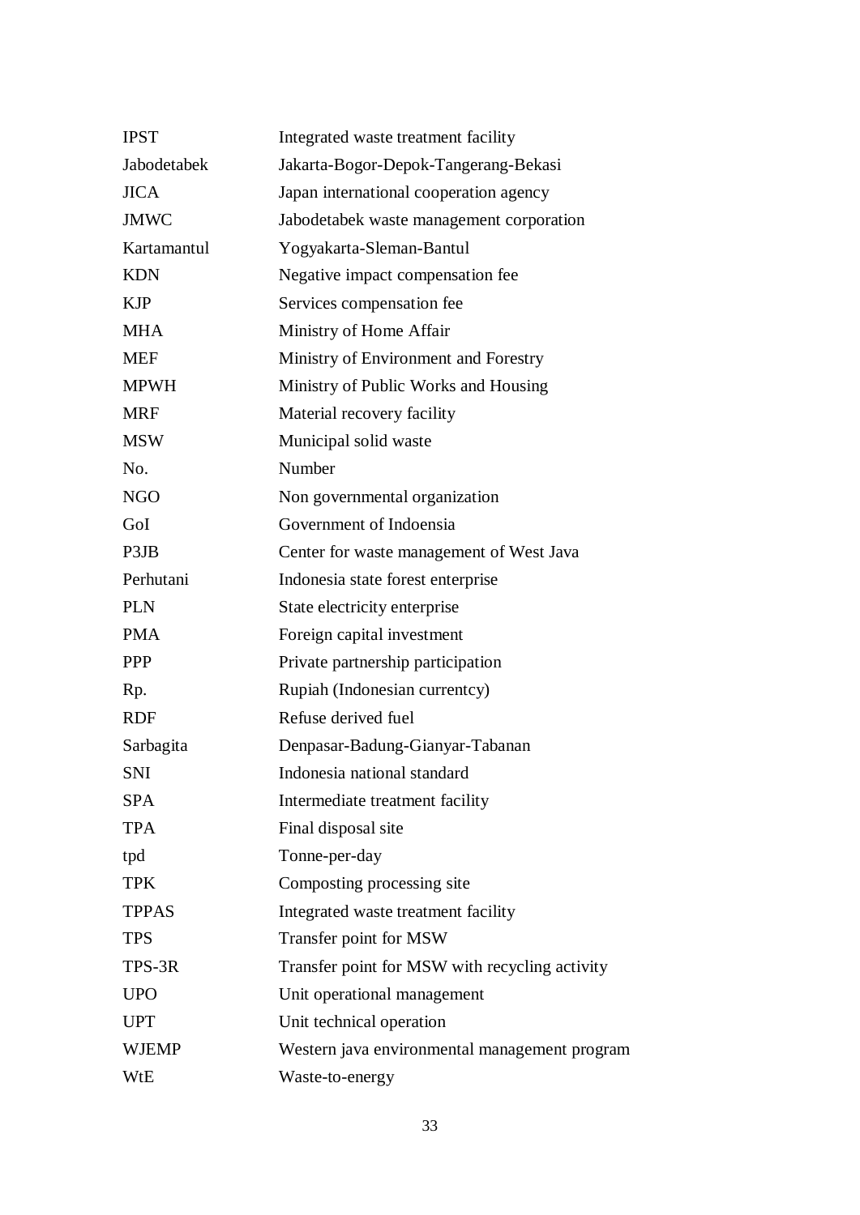| | |
|---|---|
| IPST | Integrated waste treatment facility |
| Jabodetabek | Jakarta-Bogor-Depok-Tangerang-Bekasi |
| JICA | Japan international cooperation agency |
| JMWC | Jabodetabek waste management corporation |
| Kartamantul | Yogyakarta-Sleman-Bantul |
| KDN | Negative impact compensation fee |
| KJP | Services compensation fee |
| MHA | Ministry of Home Affair |
| MEF | Ministry of Environment and Forestry |
| MPWH | Ministry of Public Works and Housing |
| MRF | Material recovery facility |
| MSW | Municipal solid waste |
| No. | Number |
| NGO | Non governmental organization |
| GoI | Government of Indoensia |
| P3JB | Center for waste management of West Java |
| Perhutani | Indonesia state forest enterprise |
| PLN | State electricity enterprise |
| PMA | Foreign capital investment |
| PPP | Private partnership participation |
| Rp. | Rupiah (Indonesian currentcy) |
| RDF | Refuse derived fuel |
| Sarbagita | Denpasar-Badung-Gianyar-Tabanan |
| SNI | Indonesia national standard |
| SPA | Intermediate treatment facility |
| TPA | Final disposal site |
| tpd | Tonne-per-day |
| TPK | Composting processing site |
| TPPAS | Integrated waste treatment facility |
| TPS | Transfer point for MSW |
| TPS-3R | Transfer point for MSW with recycling activity |
| UPO | Unit operational management |
| UPT | Unit technical operation |
| WJEMP | Western java environmental management program |
| WtE | Waste-to-energy |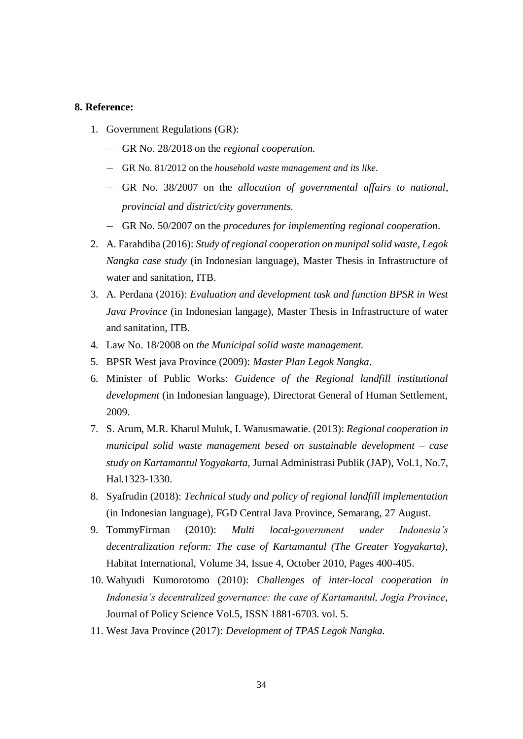**8. Reference:**

1. Government Regulations (GR):
   - GR No. 28/2018 on the *regional cooperation.*
   - GR No. 81/2012 on the *household waste management and its like.*
   - GR No. 38/2007 on the *allocation of governmental affairs to national, provincial and district/city governments.*
   - GR No. 50/2007 on the *procedures for implementing regional cooperation*.
2. A. Farahdiba (2016): *Study of regional cooperation on munipal solid waste, Legok Nangka case study* (in Indonesian language), Master Thesis in Infrastructure of water and sanitation, ITB.
3. A. Perdana (2016): *Evaluation and development task and function BPSR in West Java Province* (in Indonesian langage), Master Thesis in Infrastructure of water and sanitation, ITB.
4. Law No. 18/2008 on *the Municipal solid waste management.*
5. BPSR West java Province (2009): *Master Plan Legok Nangka*.
6. Minister of Public Works: *Guidence of the Regional landfill institutional development* (in Indonesian language), Directorat General of Human Settlement, 2009.
7. S. Arum, M.R. Kharul Muluk, I. Wanusmawatie. (2013): *Regional cooperation in municipal solid waste management besed on sustainable development – case study on Kartamantul Yogyakarta*, Jurnal Administrasi Publik (JAP), Vol.1, No.7, Hal.1323-1330.
8. Syafrudin (2018): *Technical study and policy of regional landfill implementation* (in Indonesian language), FGD Central Java Province, Semarang, 27 August.
9. TommyFirman (2010): *Multi local-government under Indonesia's decentralization reform: The case of Kartamantul (The Greater Yogyakarta)*, Habitat International, Volume 34, Issue 4, October 2010, Pages 400-405.
10. Wahyudi Kumorotomo (2010): *Challenges of inter-local cooperation in Indonesia's decentralized governance: the case of Kartamantul, Jogja Province*, Journal of Policy Science Vol.5, ISSN 1881-6703. vol. 5.
11. West Java Province (2017): *Development of TPAS Legok Nangka.*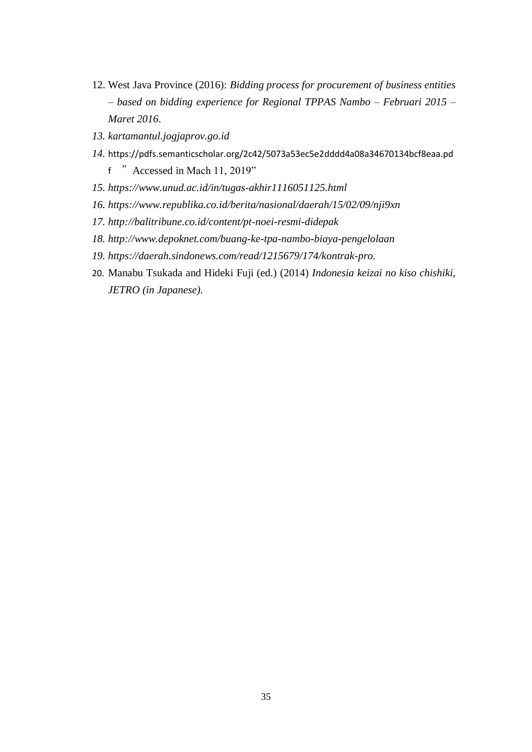12. West Java Province (2016): *Bidding process for procurement of business entities – based on bidding experience for Regional TPPAS Nambo – Februari 2015 – Maret 2016*.
13. *kartamantul.jogjaprov.go.id*
14. https://pdfs.semanticscholar.org/2c42/5073a53ec5e2dddd4a08a34670134bcf8eaa.pdf " Accessed in Mach 11, 2019"
15. *https://www.unud.ac.id/in/tugas-akhir1116051125.html*
16. *https://www.republika.co.id/berita/nasional/daerah/15/02/09/nji9xn*
17. *http://balitribune.co.id/content/pt-noei-resmi-didepak*
18. *http://www.depoknet.com/buang-ke-tpa-nambo-biaya-pengelolaan*
19. *https://daerah.sindonews.com/read/1215679/174/kontrak-pro.*
20. Manabu Tsukada and Hideki Fuji (ed.) (2014) *Indonesia keizai no kiso chishiki, JETRO (in Japanese).*